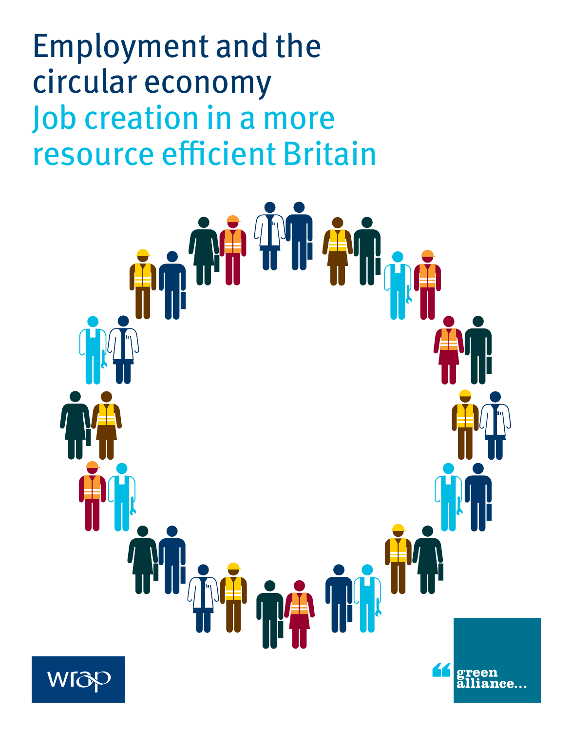# Employment and the circular economy

## Job creation in a more resource efficient Britain

wrap

green alliance...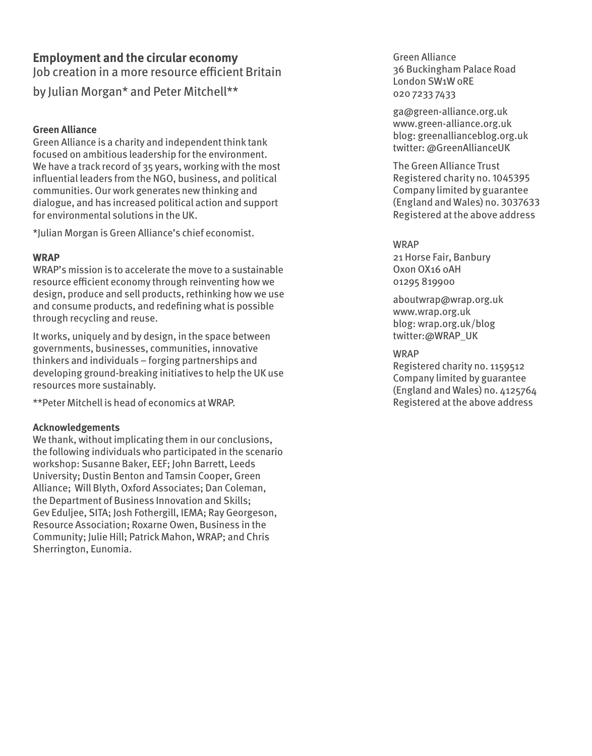## Employment and the circular economy

Job creation in a more resource efficient Britain

by Julian Morgan* and Peter Mitchell**

### Green Alliance

Green Alliance is a charity and independent think tank focused on ambitious leadership for the environment. We have a track record of 35 years, working with the most influential leaders from the NGO, business, and political communities. Our work generates new thinking and dialogue, and has increased political action and support for environmental solutions in the UK.

*Julian Morgan is Green Alliance's chief economist.

### WRAP

WRAP's mission is to accelerate the move to a sustainable resource efficient economy through reinventing how we design, produce and sell products, rethinking how we use and consume products, and redefining what is possible through recycling and reuse.

It works, uniquely and by design, in the space between governments, businesses, communities, innovative thinkers and individuals – forging partnerships and developing ground-breaking initiatives to help the UK use resources more sustainably.

**Peter Mitchell is head of economics at WRAP.

### Acknowledgements

We thank, without implicating them in our conclusions, the following individuals who participated in the scenario workshop: Susanne Baker, EEF; John Barrett, Leeds University; Dustin Benton and Tamsin Cooper, Green Alliance; Will Blyth, Oxford Associates; Dan Coleman, the Department of Business Innovation and Skills; Gev Eduljee, SITA; Josh Fothergill, IEMA; Ray Georgeson, Resource Association; Roxarne Owen, Business in the Community; Julie Hill; Patrick Mahon, WRAP; and Chris Sherrington, Eunomia.

Green Alliance
36 Buckingham Palace Road
London SW1W 0RE
020 7233 7433

ga@green-alliance.org.uk
www.green-alliance.org.uk
blog: greenallianceblog.org.uk
twitter: @GreenAllianceUK

The Green Alliance Trust
Registered charity no. 1045395
Company limited by guarantee (England and Wales) no. 3037633
Registered at the above address

WRAP
21 Horse Fair, Banbury
Oxon OX16 0AH
01295 819900

aboutwrap@wrap.org.uk
www.wrap.org.uk
blog: wrap.org.uk/blog
twitter:@WRAP_UK

WRAP
Registered charity no. 1159512
Company limited by guarantee (England and Wales) no. 4125764
Registered at the above address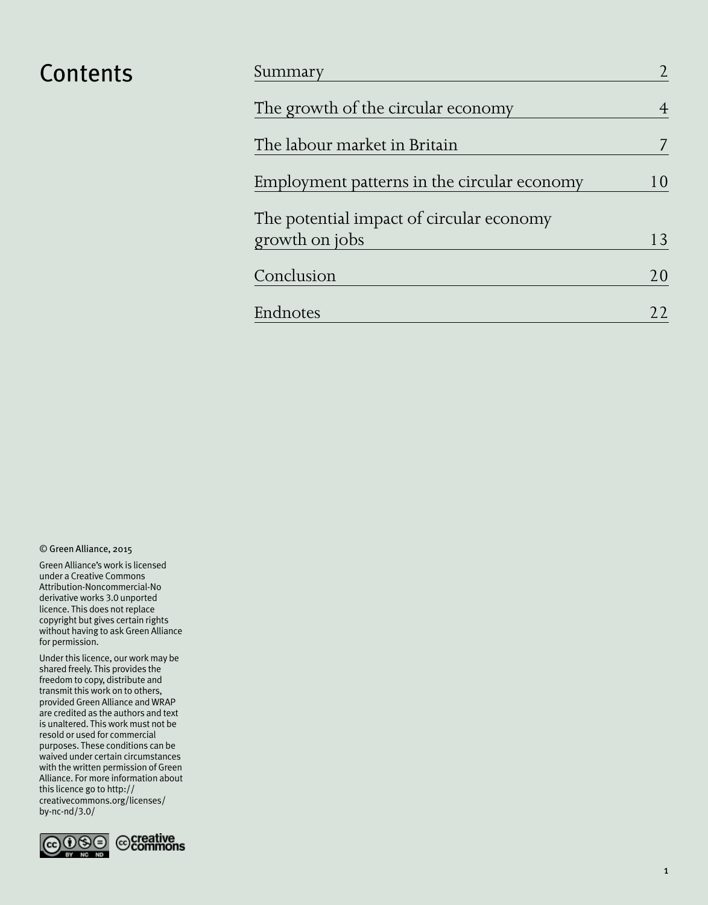# Contents

| | |
|---|---|
| Summary | 2 |
| The growth of the circular economy | 4 |
| The labour market in Britain | 7 |
| Employment patterns in the circular economy | 10 |
| The potential impact of circular economy growth on jobs | 13 |
| Conclusion | 20 |
| Endnotes | 22 |

© Green Alliance, 2015

Green Alliance's work is licensed under a Creative Commons Attribution-Noncommercial-No derivative works 3.0 unported licence. This does not replace copyright but gives certain rights without having to ask Green Alliance for permission.

Under this licence, our work may be shared freely. This provides the freedom to copy, distribute and transmit this work on to others, provided Green Alliance and WRAP are credited as the authors and text is unaltered. This work must not be resold or used for commercial purposes. These conditions can be waived under certain circumstances with the written permission of Green Alliance. For more information about this licence go to http://creativecommons.org/licenses/by-nc-nd/3.0/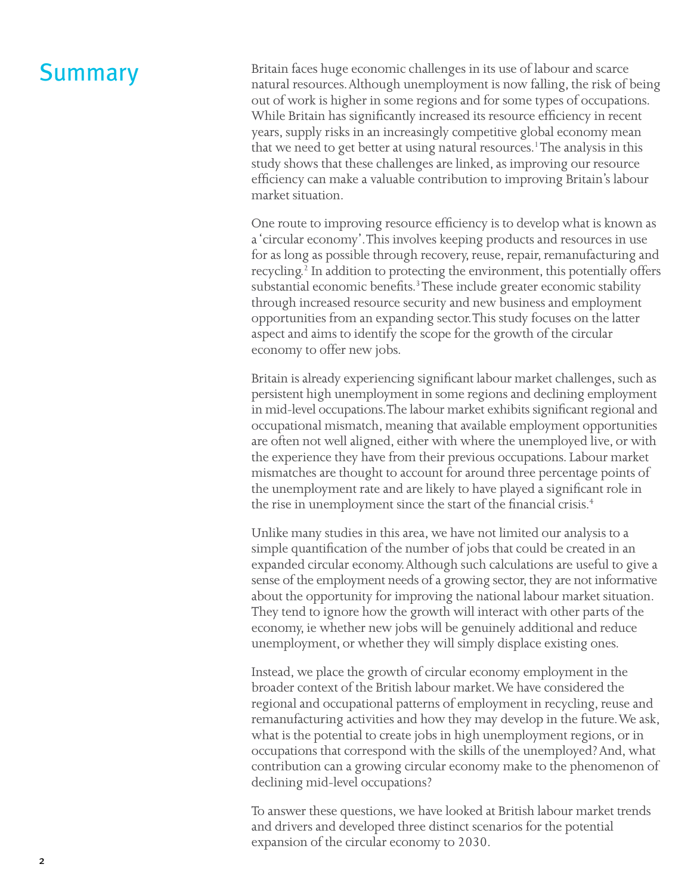# Summary

Britain faces huge economic challenges in its use of labour and scarce natural resources. Although unemployment is now falling, the risk of being out of work is higher in some regions and for some types of occupations. While Britain has significantly increased its resource efficiency in recent years, supply risks in an increasingly competitive global economy mean that we need to get better at using natural resources.[1] The analysis in this study shows that these challenges are linked, as improving our resource efficiency can make a valuable contribution to improving Britain's labour market situation.

One route to improving resource efficiency is to develop what is known as a 'circular economy'. This involves keeping products and resources in use for as long as possible through recovery, reuse, repair, remanufacturing and recycling.[2] In addition to protecting the environment, this potentially offers substantial economic benefits.[3] These include greater economic stability through increased resource security and new business and employment opportunities from an expanding sector. This study focuses on the latter aspect and aims to identify the scope for the growth of the circular economy to offer new jobs.

Britain is already experiencing significant labour market challenges, such as persistent high unemployment in some regions and declining employment in mid-level occupations. The labour market exhibits significant regional and occupational mismatch, meaning that available employment opportunities are often not well aligned, either with where the unemployed live, or with the experience they have from their previous occupations. Labour market mismatches are thought to account for around three percentage points of the unemployment rate and are likely to have played a significant role in the rise in unemployment since the start of the financial crisis.[4]

Unlike many studies in this area, we have not limited our analysis to a simple quantification of the number of jobs that could be created in an expanded circular economy. Although such calculations are useful to give a sense of the employment needs of a growing sector, they are not informative about the opportunity for improving the national labour market situation. They tend to ignore how the growth will interact with other parts of the economy, ie whether new jobs will be genuinely additional and reduce unemployment, or whether they will simply displace existing ones.

Instead, we place the growth of circular economy employment in the broader context of the British labour market. We have considered the regional and occupational patterns of employment in recycling, reuse and remanufacturing activities and how they may develop in the future. We ask, what is the potential to create jobs in high unemployment regions, or in occupations that correspond with the skills of the unemployed? And, what contribution can a growing circular economy make to the phenomenon of declining mid-level occupations?

To answer these questions, we have looked at British labour market trends and drivers and developed three distinct scenarios for the potential expansion of the circular economy to 2030.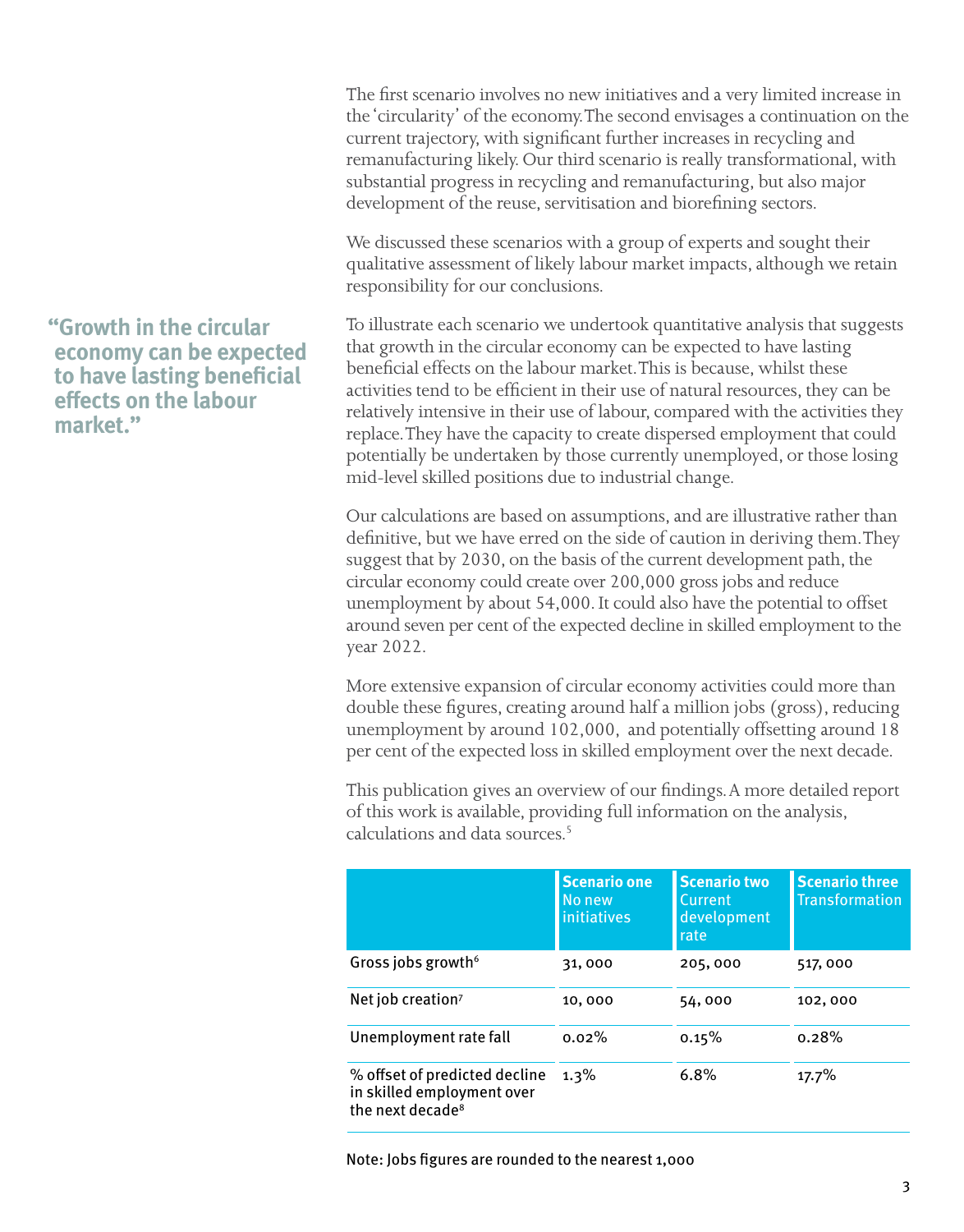The first scenario involves no new initiatives and a very limited increase in the 'circularity' of the economy. The second envisages a continuation on the current trajectory, with significant further increases in recycling and remanufacturing likely. Our third scenario is really transformational, with substantial progress in recycling and remanufacturing, but also major development of the reuse, servitisation and biorefining sectors.

We discussed these scenarios with a group of experts and sought their qualitative assessment of likely labour market impacts, although we retain responsibility for our conclusions.

> **"Growth in the circular economy can be expected to have lasting beneficial effects on the labour market."**

To illustrate each scenario we undertook quantitative analysis that suggests that growth in the circular economy can be expected to have lasting beneficial effects on the labour market. This is because, whilst these activities tend to be efficient in their use of natural resources, they can be relatively intensive in their use of labour, compared with the activities they replace. They have the capacity to create dispersed employment that could potentially be undertaken by those currently unemployed, or those losing mid-level skilled positions due to industrial change.

Our calculations are based on assumptions, and are illustrative rather than definitive, but we have erred on the side of caution in deriving them. They suggest that by 2030, on the basis of the current development path, the circular economy could create over 200,000 gross jobs and reduce unemployment by about 54,000. It could also have the potential to offset around seven per cent of the expected decline in skilled employment to the year 2022.

More extensive expansion of circular economy activities could more than double these figures, creating around half a million jobs (gross), reducing unemployment by around 102,000, and potentially offsetting around 18 per cent of the expected loss in skilled employment over the next decade.

This publication gives an overview of our findings. A more detailed report of this work is available, providing full information on the analysis, calculations and data sources.[5]

| | **Scenario one** No new initiatives | **Scenario two** Current development rate | **Scenario three** Transformation |
|---|---|---|---|
| Gross jobs growth[6] | 31, 000 | 205, 000 | 517, 000 |
| Net job creation[7] | 10, 000 | 54, 000 | 102, 000 |
| Unemployment rate fall | 0.02% | 0.15% | 0.28% |
| % offset of predicted decline in skilled employment over the next decade[8] | 1.3% | 6.8% | 17.7% |

Note: Jobs figures are rounded to the nearest 1,000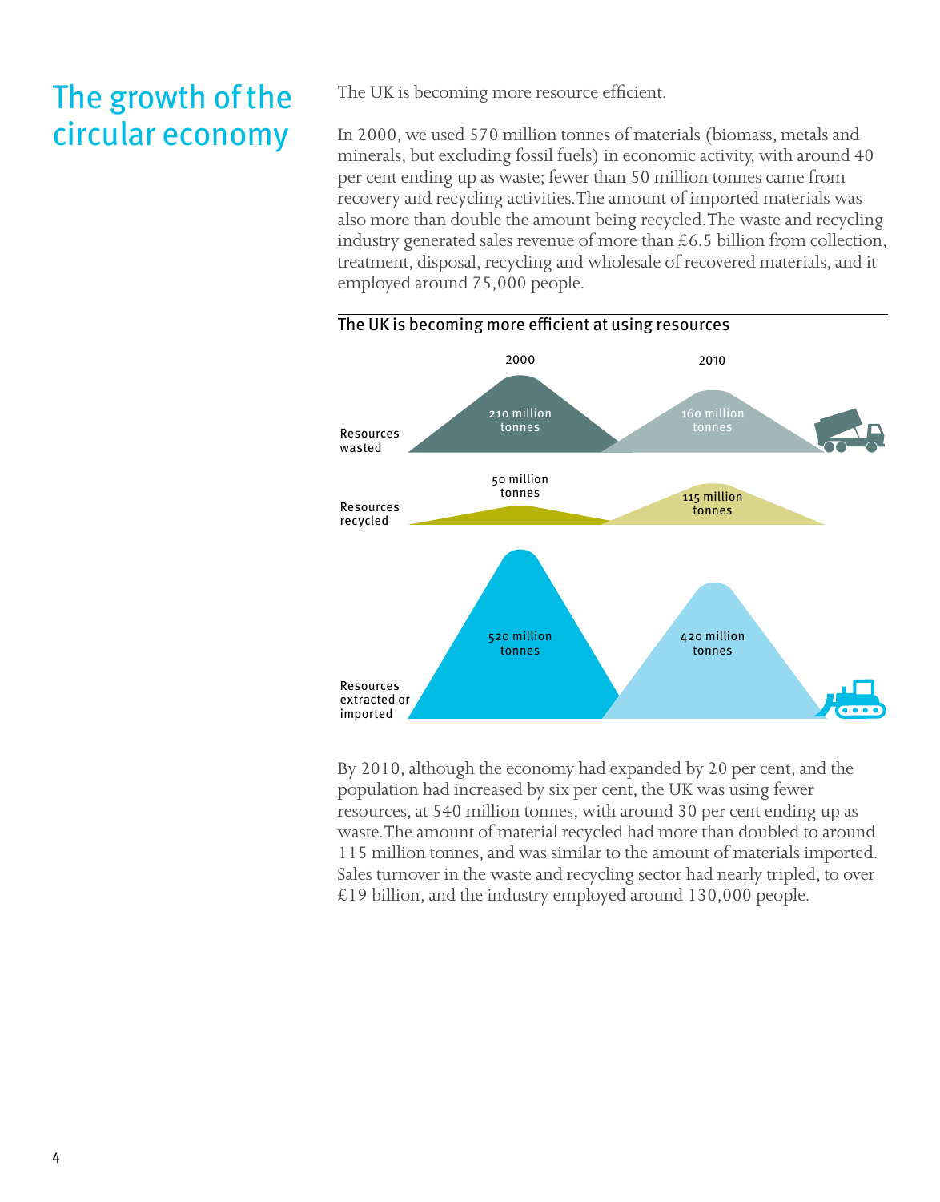# The growth of the circular economy

The UK is becoming more resource efficient.

In 2000, we used 570 million tonnes of materials (biomass, metals and minerals, but excluding fossil fuels) in economic activity, with around 40 per cent ending up as waste; fewer than 50 million tonnes came from recovery and recycling activities. The amount of imported materials was also more than double the amount being recycled. The waste and recycling industry generated sales revenue of more than £6.5 billion from collection, treatment, disposal, recycling and wholesale of recovered materials, and it employed around 75,000 people.

**The UK is becoming more efficient at using resources**

| | 2000 | 2010 |
|---|---|---|
| Resources wasted | 210 million tonnes | 160 million tonnes |
| Resources recycled | 50 million tonnes | 115 million tonnes |
| Resources extracted or imported | 520 million tonnes | 420 million tonnes |

By 2010, although the economy had expanded by 20 per cent, and the population had increased by six per cent, the UK was using fewer resources, at 540 million tonnes, with around 30 per cent ending up as waste. The amount of material recycled had more than doubled to around 115 million tonnes, and was similar to the amount of materials imported. Sales turnover in the waste and recycling sector had nearly tripled, to over £19 billion, and the industry employed around 130,000 people.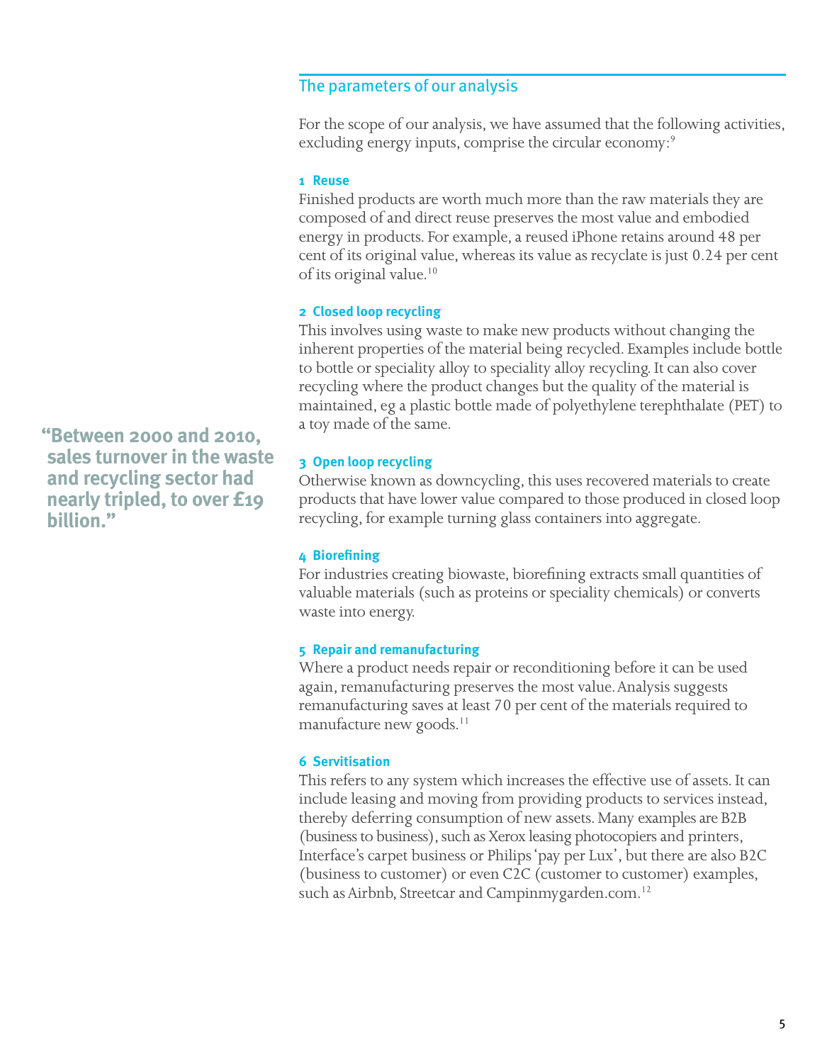## The parameters of our analysis

For the scope of our analysis, we have assumed that the following activities, excluding energy inputs, comprise the circular economy:[9]

> **"Between 2000 and 2010, sales turnover in the waste and recycling sector had nearly tripled, to over £19 billion."**

### 1 Reuse

Finished products are worth much more than the raw materials they are composed of and direct reuse preserves the most value and embodied energy in products. For example, a reused iPhone retains around 48 per cent of its original value, whereas its value as recyclate is just 0.24 per cent of its original value.[10]

### 2 Closed loop recycling

This involves using waste to make new products without changing the inherent properties of the material being recycled. Examples include bottle to bottle or speciality alloy to speciality alloy recycling. It can also cover recycling where the product changes but the quality of the material is maintained, eg a plastic bottle made of polyethylene terephthalate (PET) to a toy made of the same.

### 3 Open loop recycling

Otherwise known as downcycling, this uses recovered materials to create products that have lower value compared to those produced in closed loop recycling, for example turning glass containers into aggregate.

### 4 Biorefining

For industries creating biowaste, biorefining extracts small quantities of valuable materials (such as proteins or speciality chemicals) or converts waste into energy.

### 5 Repair and remanufacturing

Where a product needs repair or reconditioning before it can be used again, remanufacturing preserves the most value. Analysis suggests remanufacturing saves at least 70 per cent of the materials required to manufacture new goods.[11]

### 6 Servitisation

This refers to any system which increases the effective use of assets. It can include leasing and moving from providing products to services instead, thereby deferring consumption of new assets. Many examples are B2B (business to business), such as Xerox leasing photocopiers and printers, Interface's carpet business or Philips 'pay per Lux', but there are also B2C (business to customer) or even C2C (customer to customer) examples, such as Airbnb, Streetcar and Campinmygarden.com.[12]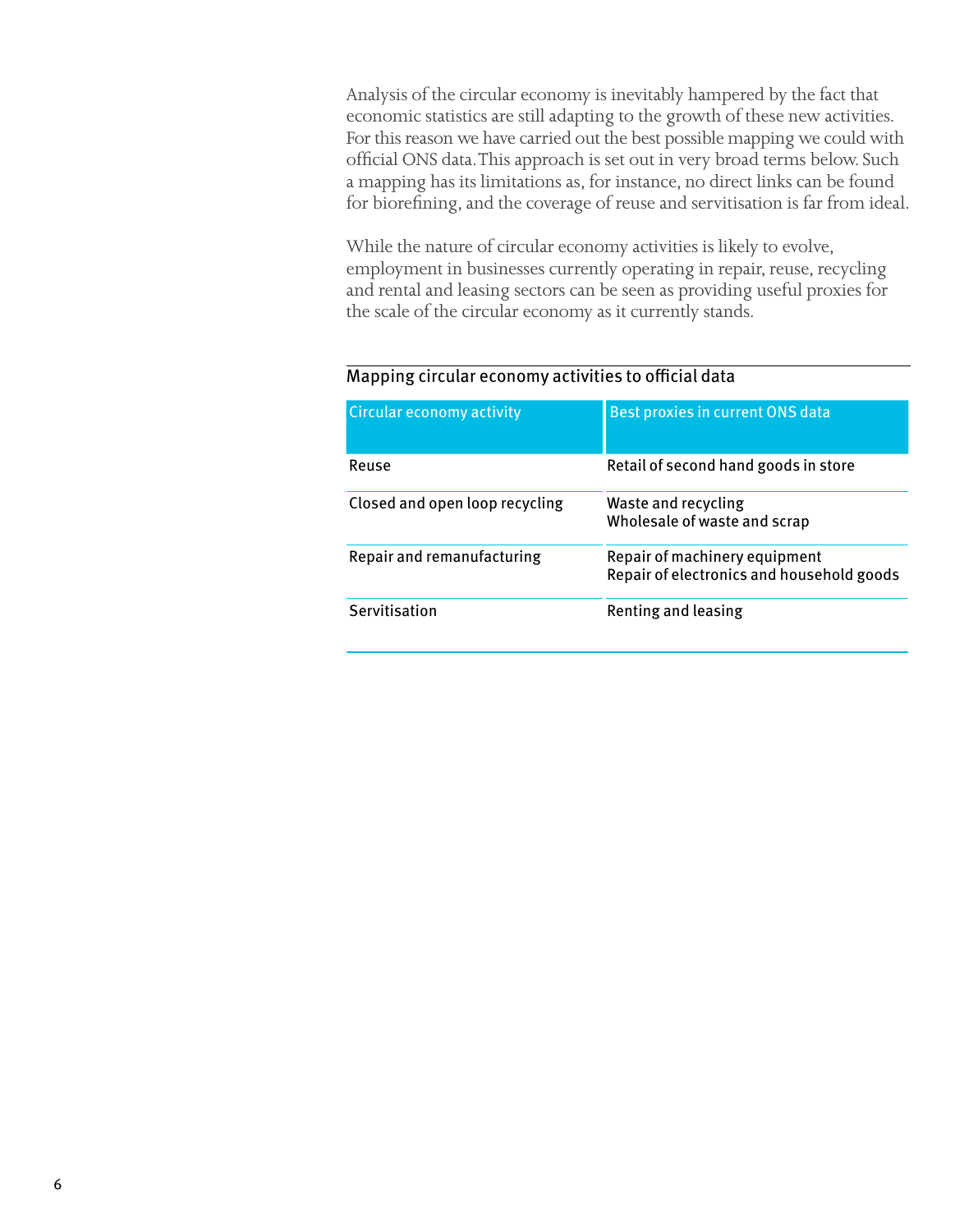Analysis of the circular economy is inevitably hampered by the fact that economic statistics are still adapting to the growth of these new activities. For this reason we have carried out the best possible mapping we could with official ONS data. This approach is set out in very broad terms below. Such a mapping has its limitations as, for instance, no direct links can be found for biorefining, and the coverage of reuse and servitisation is far from ideal.

While the nature of circular economy activities is likely to evolve, employment in businesses currently operating in repair, reuse, recycling and rental and leasing sectors can be seen as providing useful proxies for the scale of the circular economy as it currently stands.

**Mapping circular economy activities to official data**

| Circular economy activity | Best proxies in current ONS data |
|---|---|
| Reuse | Retail of second hand goods in store |
| Closed and open loop recycling | Waste and recycling<br>Wholesale of waste and scrap |
| Repair and remanufacturing | Repair of machinery equipment<br>Repair of electronics and household goods |
| Servitisation | Renting and leasing |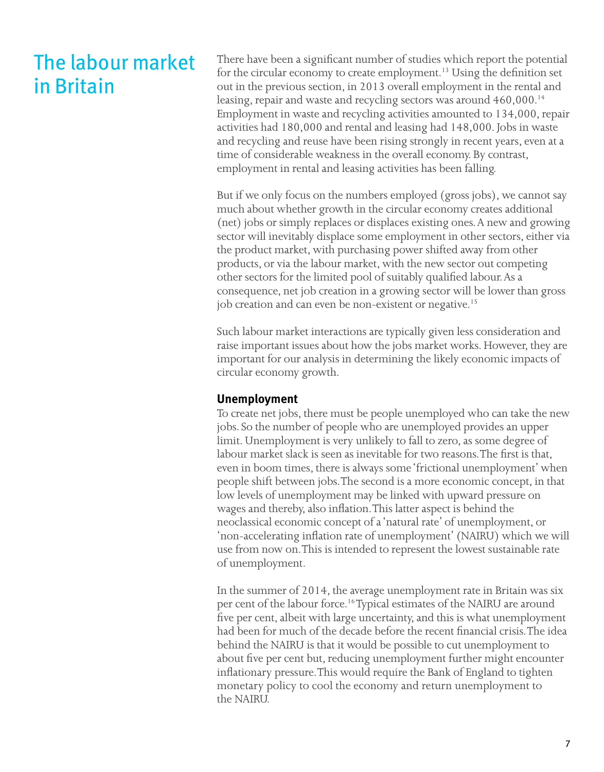# The labour market in Britain

There have been a significant number of studies which report the potential for the circular economy to create employment.[13] Using the definition set out in the previous section, in 2013 overall employment in the rental and leasing, repair and waste and recycling sectors was around 460,000.[14] Employment in waste and recycling activities amounted to 134,000, repair activities had 180,000 and rental and leasing had 148,000. Jobs in waste and recycling and reuse have been rising strongly in recent years, even at a time of considerable weakness in the overall economy. By contrast, employment in rental and leasing activities has been falling.

But if we only focus on the numbers employed (gross jobs), we cannot say much about whether growth in the circular economy creates additional (net) jobs or simply replaces or displaces existing ones. A new and growing sector will inevitably displace some employment in other sectors, either via the product market, with purchasing power shifted away from other products, or via the labour market, with the new sector out competing other sectors for the limited pool of suitably qualified labour. As a consequence, net job creation in a growing sector will be lower than gross job creation and can even be non-existent or negative.[15]

Such labour market interactions are typically given less consideration and raise important issues about how the jobs market works. However, they are important for our analysis in determining the likely economic impacts of circular economy growth.

**Unemployment**

To create net jobs, there must be people unemployed who can take the new jobs. So the number of people who are unemployed provides an upper limit. Unemployment is very unlikely to fall to zero, as some degree of labour market slack is seen as inevitable for two reasons. The first is that, even in boom times, there is always some 'frictional unemployment' when people shift between jobs. The second is a more economic concept, in that low levels of unemployment may be linked with upward pressure on wages and thereby, also inflation. This latter aspect is behind the neoclassical economic concept of a 'natural rate' of unemployment, or 'non-accelerating inflation rate of unemployment' (NAIRU) which we will use from now on. This is intended to represent the lowest sustainable rate of unemployment.

In the summer of 2014, the average unemployment rate in Britain was six per cent of the labour force.[16] Typical estimates of the NAIRU are around five per cent, albeit with large uncertainty, and this is what unemployment had been for much of the decade before the recent financial crisis. The idea behind the NAIRU is that it would be possible to cut unemployment to about five per cent but, reducing unemployment further might encounter inflationary pressure. This would require the Bank of England to tighten monetary policy to cool the economy and return unemployment to the NAIRU.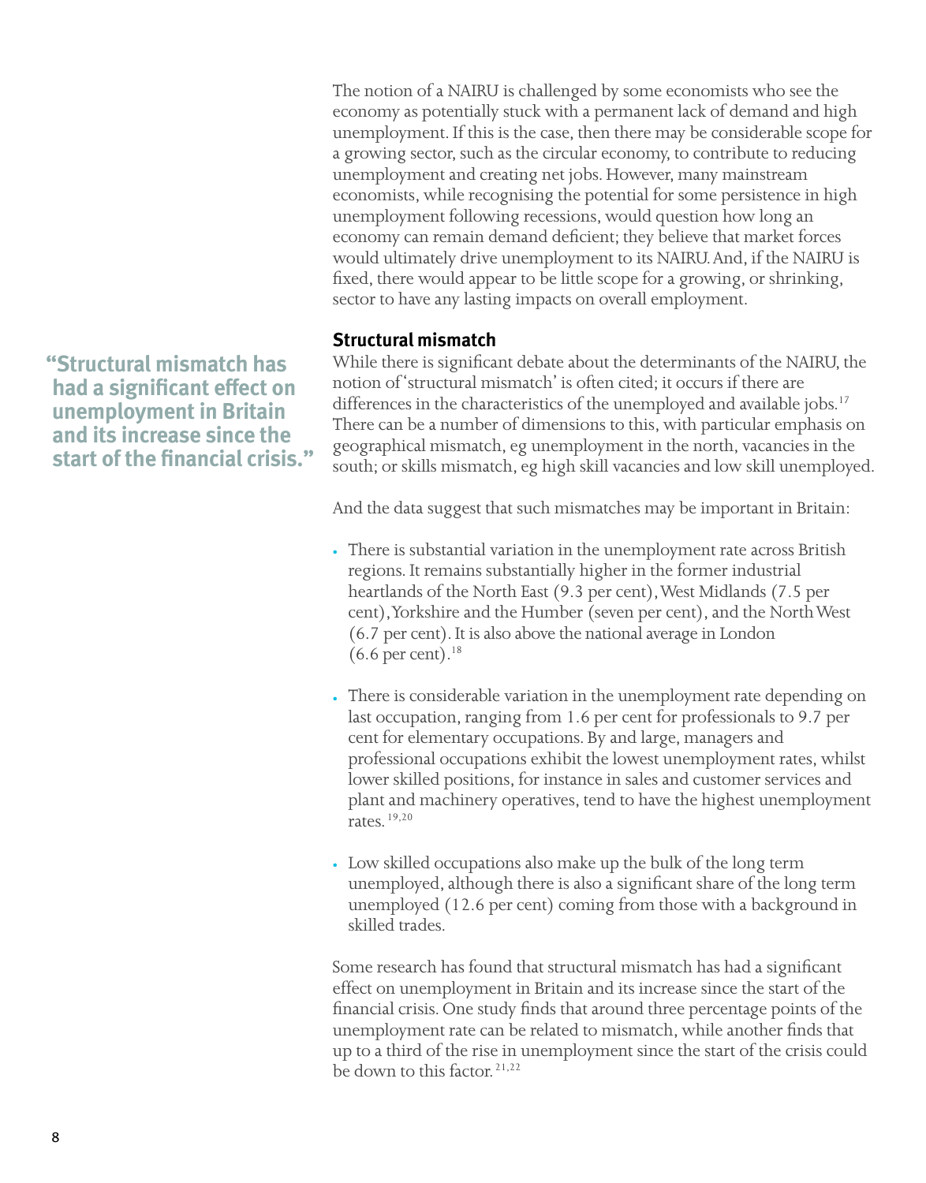The notion of a NAIRU is challenged by some economists who see the economy as potentially stuck with a permanent lack of demand and high unemployment. If this is the case, then there may be considerable scope for a growing sector, such as the circular economy, to contribute to reducing unemployment and creating net jobs. However, many mainstream economists, while recognising the potential for some persistence in high unemployment following recessions, would question how long an economy can remain demand deficient; they believe that market forces would ultimately drive unemployment to its NAIRU. And, if the NAIRU is fixed, there would appear to be little scope for a growing, or shrinking, sector to have any lasting impacts on overall employment.

> "Structural mismatch has had a significant effect on unemployment in Britain and its increase since the start of the financial crisis."

### Structural mismatch

While there is significant debate about the determinants of the NAIRU, the notion of 'structural mismatch' is often cited; it occurs if there are differences in the characteristics of the unemployed and available jobs.[17] There can be a number of dimensions to this, with particular emphasis on geographical mismatch, eg unemployment in the north, vacancies in the south; or skills mismatch, eg high skill vacancies and low skill unemployed.

And the data suggest that such mismatches may be important in Britain:

- There is substantial variation in the unemployment rate across British regions. It remains substantially higher in the former industrial heartlands of the North East (9.3 per cent), West Midlands (7.5 per cent), Yorkshire and the Humber (seven per cent), and the North West (6.7 per cent). It is also above the national average in London (6.6 per cent).[18]

- There is considerable variation in the unemployment rate depending on last occupation, ranging from 1.6 per cent for professionals to 9.7 per cent for elementary occupations. By and large, managers and professional occupations exhibit the lowest unemployment rates, whilst lower skilled positions, for instance in sales and customer services and plant and machinery operatives, tend to have the highest unemployment rates.[19,20]

- Low skilled occupations also make up the bulk of the long term unemployed, although there is also a significant share of the long term unemployed (12.6 per cent) coming from those with a background in skilled trades.

Some research has found that structural mismatch has had a significant effect on unemployment in Britain and its increase since the start of the financial crisis. One study finds that around three percentage points of the unemployment rate can be related to mismatch, while another finds that up to a third of the rise in unemployment since the start of the crisis could be down to this factor.[21,22]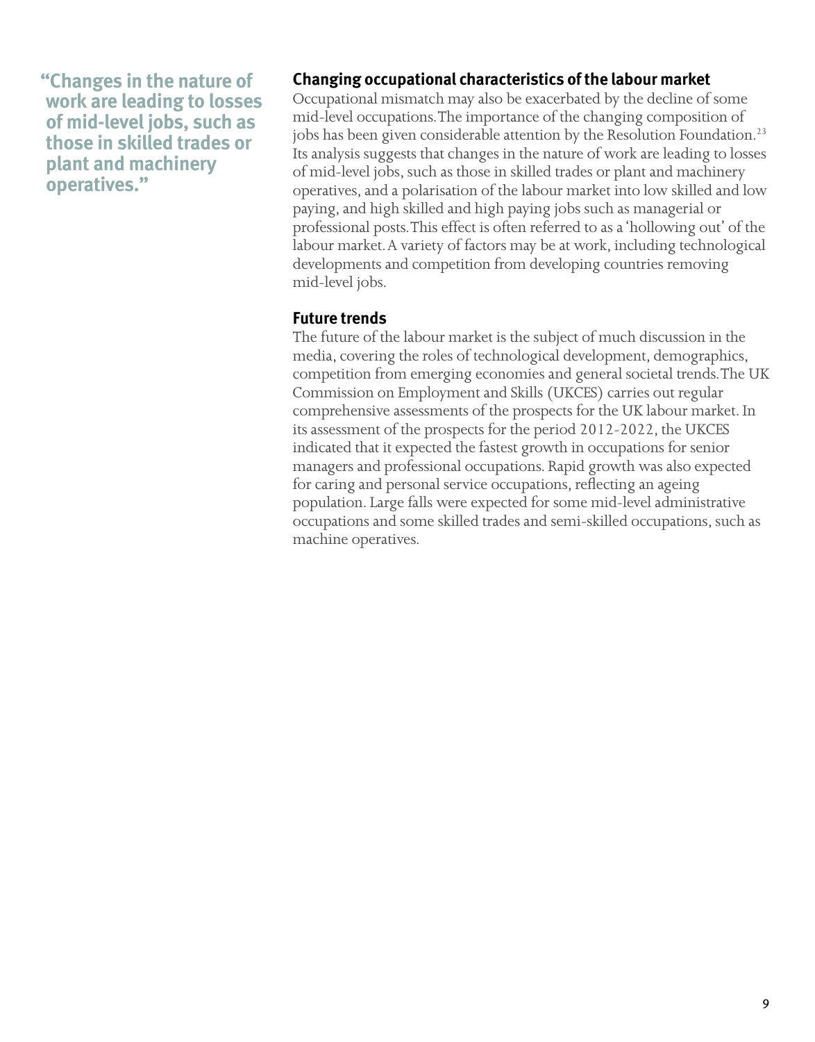> "Changes in the nature of work are leading to losses of mid-level jobs, such as those in skilled trades or plant and machinery operatives."

### Changing occupational characteristics of the labour market

Occupational mismatch may also be exacerbated by the decline of some mid-level occupations. The importance of the changing composition of jobs has been given considerable attention by the Resolution Foundation.[23] Its analysis suggests that changes in the nature of work are leading to losses of mid-level jobs, such as those in skilled trades or plant and machinery operatives, and a polarisation of the labour market into low skilled and low paying, and high skilled and high paying jobs such as managerial or professional posts. This effect is often referred to as a 'hollowing out' of the labour market. A variety of factors may be at work, including technological developments and competition from developing countries removing mid-level jobs.

### Future trends

The future of the labour market is the subject of much discussion in the media, covering the roles of technological development, demographics, competition from emerging economies and general societal trends. The UK Commission on Employment and Skills (UKCES) carries out regular comprehensive assessments of the prospects for the UK labour market. In its assessment of the prospects for the period 2012-2022, the UKCES indicated that it expected the fastest growth in occupations for senior managers and professional occupations. Rapid growth was also expected for caring and personal service occupations, reflecting an ageing population. Large falls were expected for some mid-level administrative occupations and some skilled trades and semi-skilled occupations, such as machine operatives.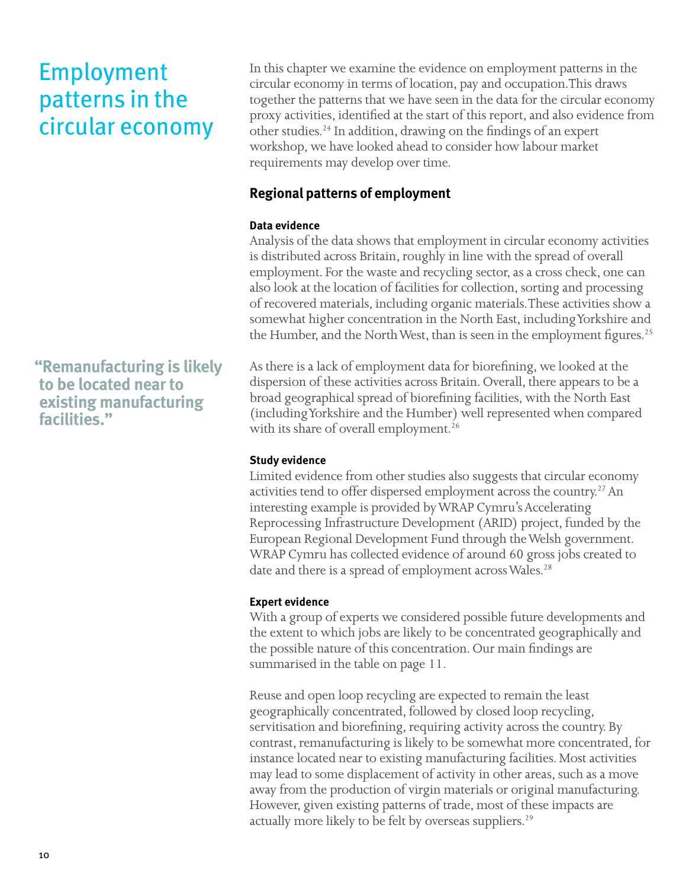# Employment patterns in the circular economy

In this chapter we examine the evidence on employment patterns in the circular economy in terms of location, pay and occupation. This draws together the patterns that we have seen in the data for the circular economy proxy activities, identified at the start of this report, and also evidence from other studies.[24] In addition, drawing on the findings of an expert workshop, we have looked ahead to consider how labour market requirements may develop over time.

## Regional patterns of employment

### Data evidence

Analysis of the data shows that employment in circular economy activities is distributed across Britain, roughly in line with the spread of overall employment. For the waste and recycling sector, as a cross check, one can also look at the location of facilities for collection, sorting and processing of recovered materials, including organic materials. These activities show a somewhat higher concentration in the North East, including Yorkshire and the Humber, and the North West, than is seen in the employment figures.[25]

> **"Remanufacturing is likely to be located near to existing manufacturing facilities."**

As there is a lack of employment data for biorefining, we looked at the dispersion of these activities across Britain. Overall, there appears to be a broad geographical spread of biorefining facilities, with the North East (including Yorkshire and the Humber) well represented when compared with its share of overall employment.[26]

### Study evidence

Limited evidence from other studies also suggests that circular economy activities tend to offer dispersed employment across the country.[27] An interesting example is provided by WRAP Cymru's Accelerating Reprocessing Infrastructure Development (ARID) project, funded by the European Regional Development Fund through the Welsh government. WRAP Cymru has collected evidence of around 60 gross jobs created to date and there is a spread of employment across Wales.[28]

### Expert evidence

With a group of experts we considered possible future developments and the extent to which jobs are likely to be concentrated geographically and the possible nature of this concentration. Our main findings are summarised in the table on page 11.

Reuse and open loop recycling are expected to remain the least geographically concentrated, followed by closed loop recycling, servitisation and biorefining, requiring activity across the country. By contrast, remanufacturing is likely to be somewhat more concentrated, for instance located near to existing manufacturing facilities. Most activities may lead to some displacement of activity in other areas, such as a move away from the production of virgin materials or original manufacturing. However, given existing patterns of trade, most of these impacts are actually more likely to be felt by overseas suppliers.[29]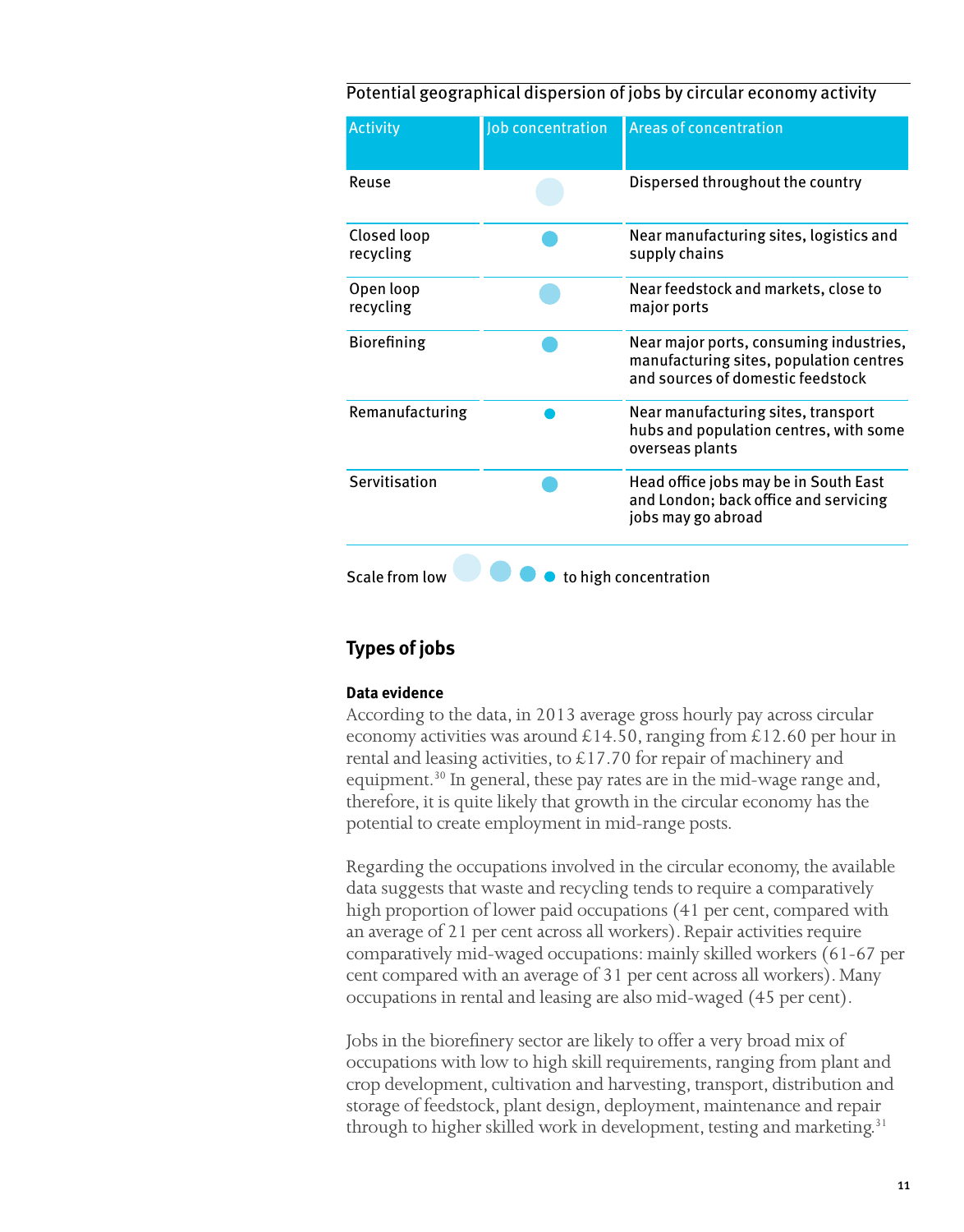Potential geographical dispersion of jobs by circular economy activity

| Activity | Job concentration | Areas of concentration |
| --- | --- | --- |
| Reuse | ● (level 1 of 4 – low) | Dispersed throughout the country |
| Closed loop recycling | ● (level 3 of 4) | Near manufacturing sites, logistics and supply chains |
| Open loop recycling | ● (level 2 of 4) | Near feedstock and markets, close to major ports |
| Biorefining | ● (level 3 of 4) | Near major ports, consuming industries, manufacturing sites, population centres and sources of domestic feedstock |
| Remanufacturing | ● (level 4 of 4 – high) | Near manufacturing sites, transport hubs and population centres, with some overseas plants |
| Servitisation | ● (level 3 of 4) | Head office jobs may be in South East and London; back office and servicing jobs may go abroad |

Scale from low ● ● ● ● to high concentration

## Types of jobs

### Data evidence

According to the data, in 2013 average gross hourly pay across circular economy activities was around £14.50, ranging from £12.60 per hour in rental and leasing activities, to £17.70 for repair of machinery and equipment.[30] In general, these pay rates are in the mid-wage range and, therefore, it is quite likely that growth in the circular economy has the potential to create employment in mid-range posts.

Regarding the occupations involved in the circular economy, the available data suggests that waste and recycling tends to require a comparatively high proportion of lower paid occupations (41 per cent, compared with an average of 21 per cent across all workers). Repair activities require comparatively mid-waged occupations: mainly skilled workers (61-67 per cent compared with an average of 31 per cent across all workers). Many occupations in rental and leasing are also mid-waged (45 per cent).

Jobs in the biorefinery sector are likely to offer a very broad mix of occupations with low to high skill requirements, ranging from plant and crop development, cultivation and harvesting, transport, distribution and storage of feedstock, plant design, deployment, maintenance and repair through to higher skilled work in development, testing and marketing.[31]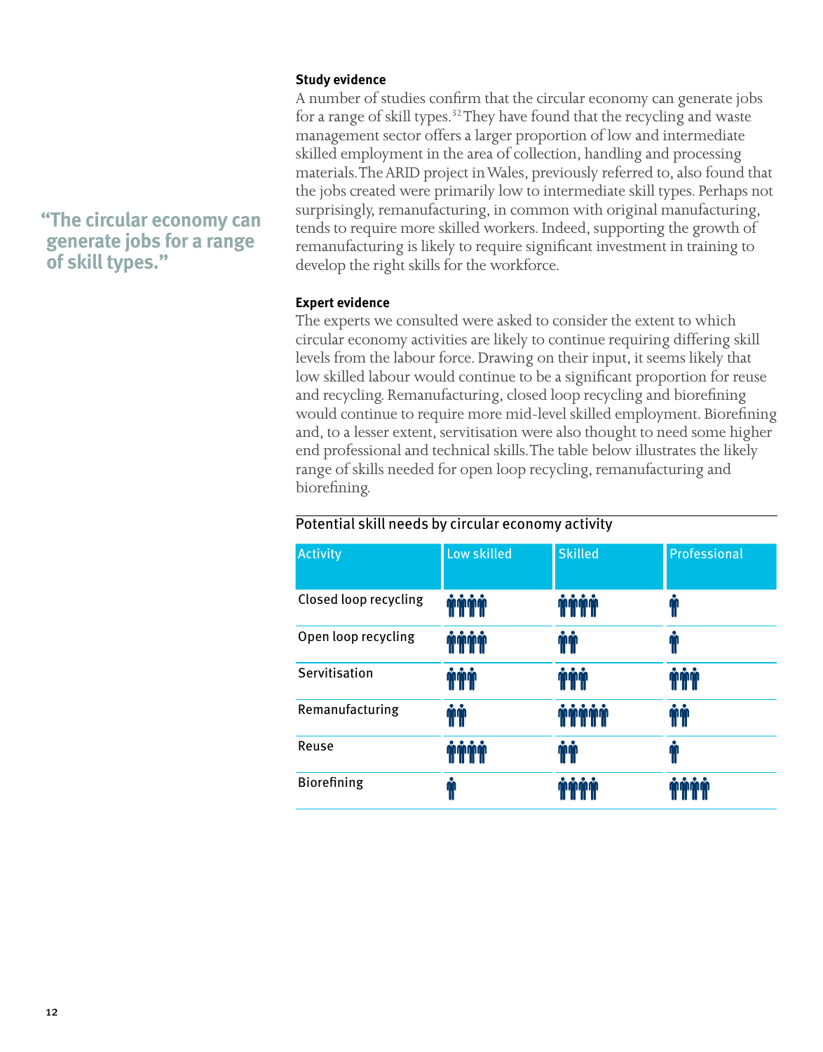> "The circular economy can generate jobs for a range of skill types."

**Study evidence**

A number of studies confirm that the circular economy can generate jobs for a range of skill types.[32] They have found that the recycling and waste management sector offers a larger proportion of low and intermediate skilled employment in the area of collection, handling and processing materials. The ARID project in Wales, previously referred to, also found that the jobs created were primarily low to intermediate skill types. Perhaps not surprisingly, remanufacturing, in common with original manufacturing, tends to require more skilled workers. Indeed, supporting the growth of remanufacturing is likely to require significant investment in training to develop the right skills for the workforce.

**Expert evidence**

The experts we consulted were asked to consider the extent to which circular economy activities are likely to continue requiring differing skill levels from the labour force. Drawing on their input, it seems likely that low skilled labour would continue to be a significant proportion for reuse and recycling. Remanufacturing, closed loop recycling and biorefining would continue to require more mid-level skilled employment. Biorefining and, to a lesser extent, servitisation were also thought to need some higher end professional and technical skills. The table below illustrates the likely range of skills needed for open loop recycling, remanufacturing and biorefining.

Potential skill needs by circular economy activity

| Activity | Low skilled | Skilled | Professional |
|---|---|---|---|
| Closed loop recycling | 4 | 4 | 1 |
| Open loop recycling | 4 | 2 | 1 |
| Servitisation | 3 | 3 | 3 |
| Remanufacturing | 2 | 5 | 2 |
| Reuse | 4 | 2 | 1 |
| Biorefining | 1 | 4 | 4 |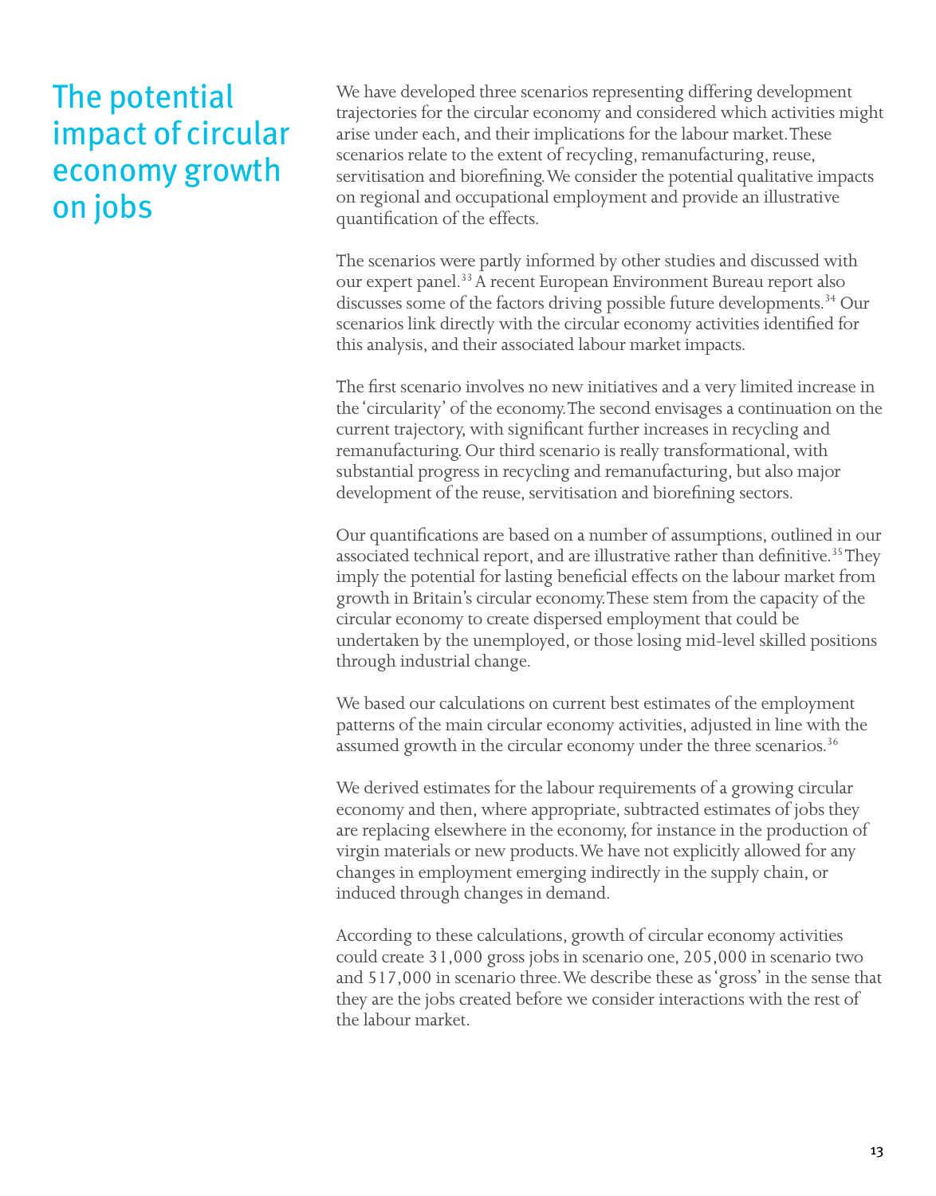# The potential impact of circular economy growth on jobs

We have developed three scenarios representing differing development trajectories for the circular economy and considered which activities might arise under each, and their implications for the labour market. These scenarios relate to the extent of recycling, remanufacturing, reuse, servitisation and biorefining. We consider the potential qualitative impacts on regional and occupational employment and provide an illustrative quantification of the effects.

The scenarios were partly informed by other studies and discussed with our expert panel.[33] A recent European Environment Bureau report also discusses some of the factors driving possible future developments.[34] Our scenarios link directly with the circular economy activities identified for this analysis, and their associated labour market impacts.

The first scenario involves no new initiatives and a very limited increase in the 'circularity' of the economy. The second envisages a continuation on the current trajectory, with significant further increases in recycling and remanufacturing. Our third scenario is really transformational, with substantial progress in recycling and remanufacturing, but also major development of the reuse, servitisation and biorefining sectors.

Our quantifications are based on a number of assumptions, outlined in our associated technical report, and are illustrative rather than definitive.[35] They imply the potential for lasting beneficial effects on the labour market from growth in Britain's circular economy. These stem from the capacity of the circular economy to create dispersed employment that could be undertaken by the unemployed, or those losing mid-level skilled positions through industrial change.

We based our calculations on current best estimates of the employment patterns of the main circular economy activities, adjusted in line with the assumed growth in the circular economy under the three scenarios.[36]

We derived estimates for the labour requirements of a growing circular economy and then, where appropriate, subtracted estimates of jobs they are replacing elsewhere in the economy, for instance in the production of virgin materials or new products. We have not explicitly allowed for any changes in employment emerging indirectly in the supply chain, or induced through changes in demand.

According to these calculations, growth of circular economy activities could create 31,000 gross jobs in scenario one, 205,000 in scenario two and 517,000 in scenario three. We describe these as 'gross' in the sense that they are the jobs created before we consider interactions with the rest of the labour market.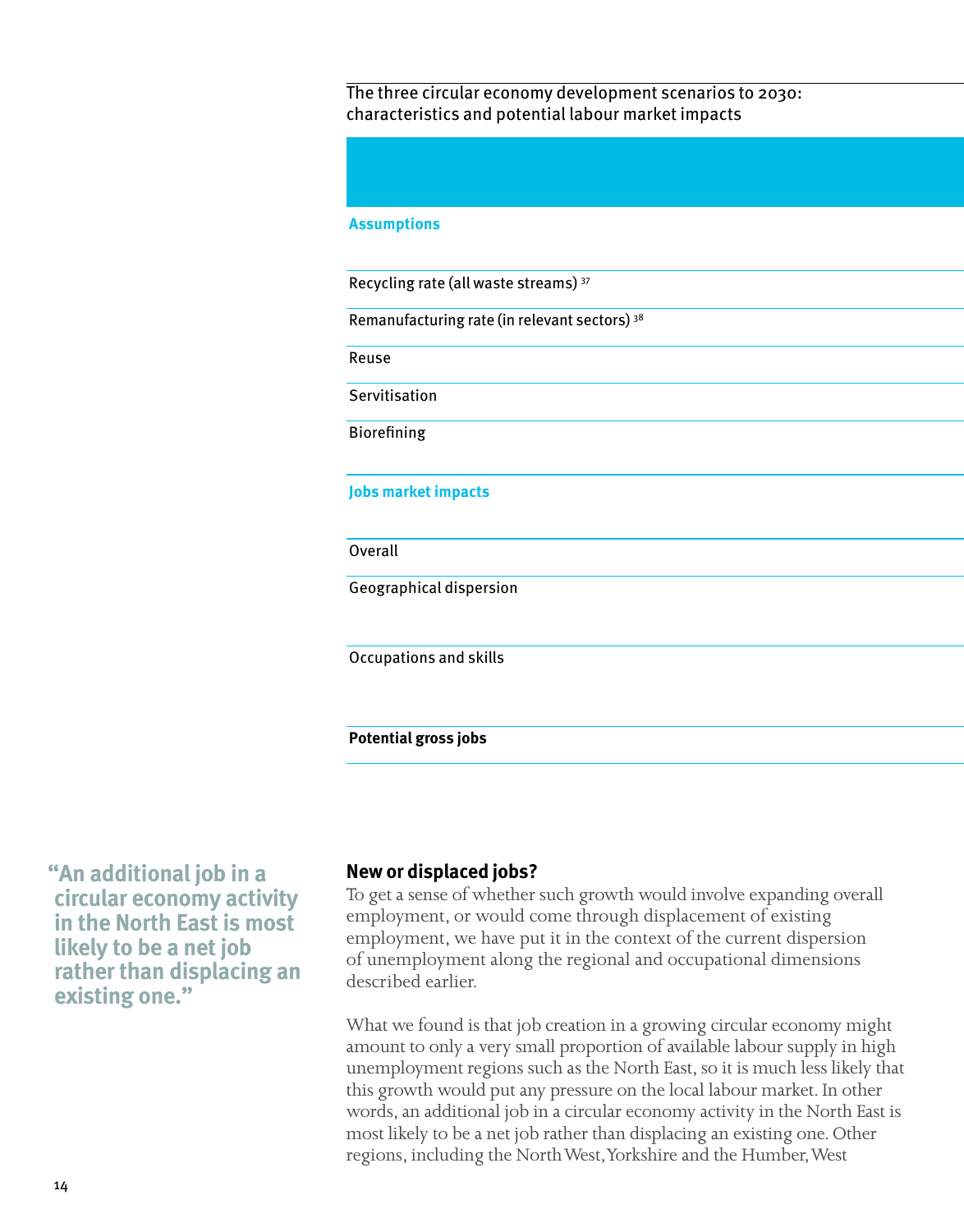The three circular economy development scenarios to 2030: characteristics and potential labour market impacts

| |
|---|
| **Assumptions** |
| Recycling rate (all waste streams) [37] |
| Remanufacturing rate (in relevant sectors) [38] |
| Reuse |
| Servitisation |
| Biorefining |
| **Jobs market impacts** |
| Overall |
| Geographical dispersion |
| Occupations and skills |
| **Potential gross jobs** |

> "An additional job in a circular economy activity in the North East is most likely to be a net job rather than displacing an existing one."

## New or displaced jobs?

To get a sense of whether such growth would involve expanding overall employment, or would come through displacement of existing employment, we have put it in the context of the current dispersion of unemployment along the regional and occupational dimensions described earlier.

What we found is that job creation in a growing circular economy might amount to only a very small proportion of available labour supply in high unemployment regions such as the North East, so it is much less likely that this growth would put any pressure on the local labour market. In other words, an additional job in a circular economy activity in the North East is most likely to be a net job rather than displacing an existing one. Other regions, including the North West, Yorkshire and the Humber, West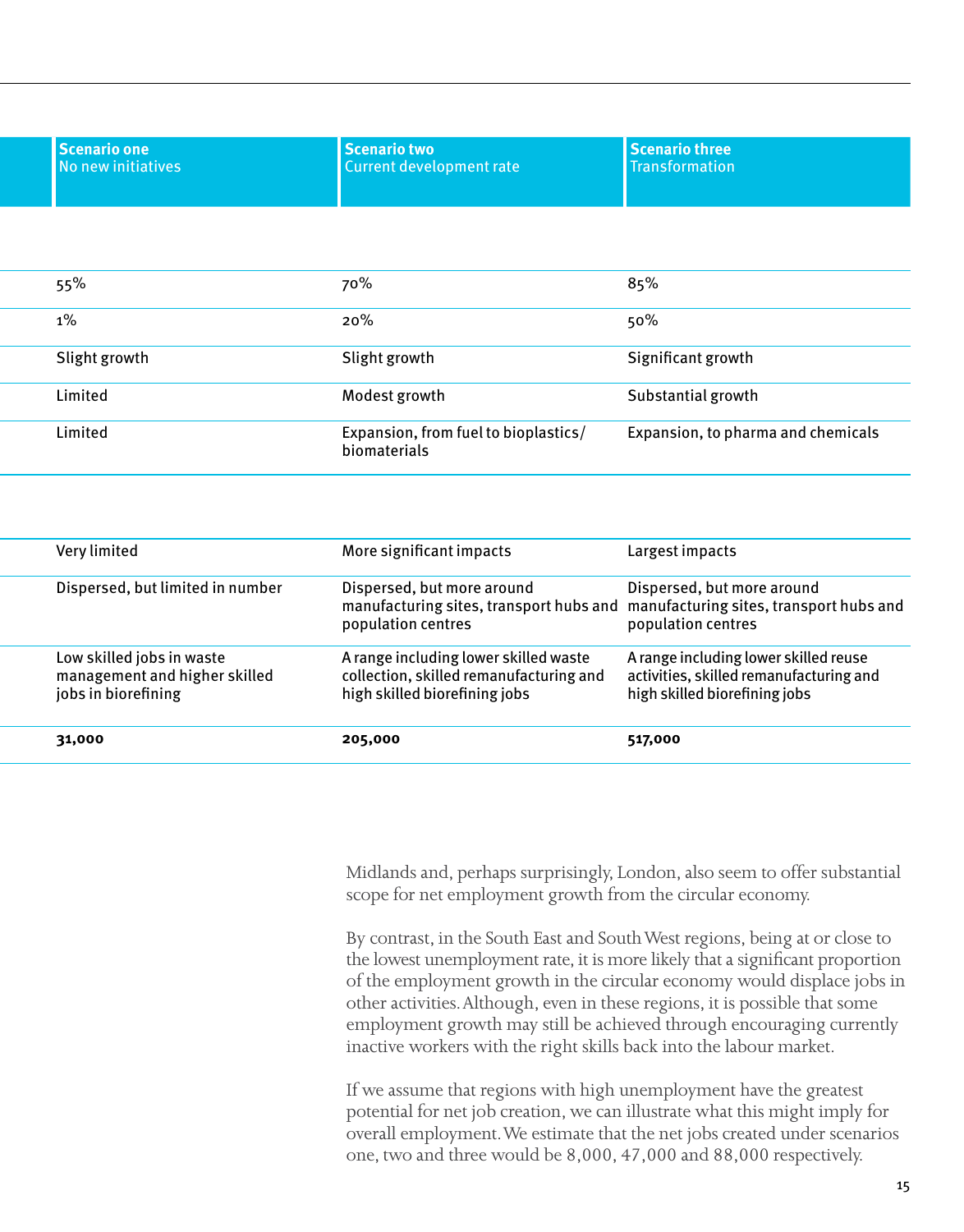| | Scenario one<br>No new initiatives | Scenario two<br>Current development rate | Scenario three<br>Transformation |
|---|---|---|---|
| | | | |
| | 55% | 70% | 85% |
| | 1% | 20% | 50% |
| | Slight growth | Slight growth | Significant growth |
| | Limited | Modest growth | Substantial growth |
| | Limited | Expansion, from fuel to bioplastics/ biomaterials | Expansion, to pharma and chemicals |
| | | | |
| | Very limited | More significant impacts | Largest impacts |
| | Dispersed, but limited in number | Dispersed, but more around manufacturing sites, transport hubs and population centres | Dispersed, but more around manufacturing sites, transport hubs and population centres |
| | Low skilled jobs in waste management and higher skilled jobs in biorefining | A range including lower skilled waste collection, skilled remanufacturing and high skilled biorefining jobs | A range including lower skilled reuse activities, skilled remanufacturing and high skilled biorefining jobs |
| | **31,000** | **205,000** | **517,000** |

Midlands and, perhaps surprisingly, London, also seem to offer substantial scope for net employment growth from the circular economy.

By contrast, in the South East and South West regions, being at or close to the lowest unemployment rate, it is more likely that a significant proportion of the employment growth in the circular economy would displace jobs in other activities. Although, even in these regions, it is possible that some employment growth may still be achieved through encouraging currently inactive workers with the right skills back into the labour market.

If we assume that regions with high unemployment have the greatest potential for net job creation, we can illustrate what this might imply for overall employment. We estimate that the net jobs created under scenarios one, two and three would be 8,000, 47,000 and 88,000 respectively.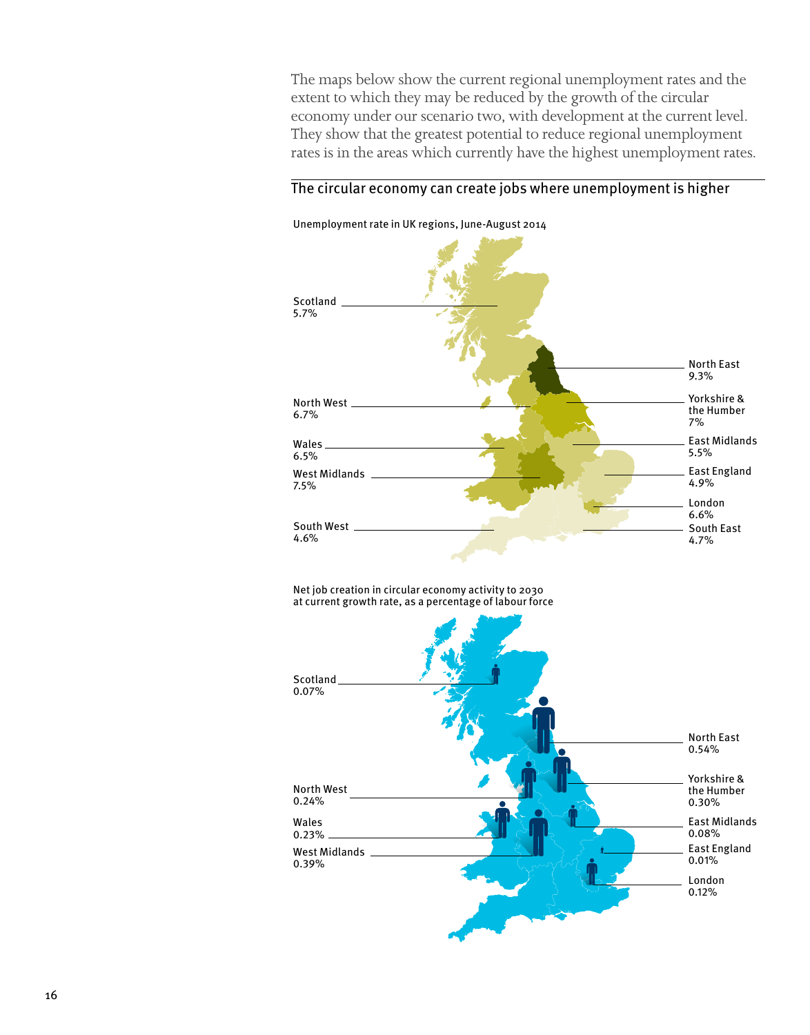The maps below show the current regional unemployment rates and the extent to which they may be reduced by the growth of the circular economy under our scenario two, with development at the current level. They show that the greatest potential to reduce regional unemployment rates is in the areas which currently have the highest unemployment rates.

## The circular economy can create jobs where unemployment is higher

Unemployment rate in UK regions, June-August 2014

| Region | Unemployment rate |
|---|---|
| Scotland | 5.7% |
| North East | 9.3% |
| North West | 6.7% |
| Yorkshire & the Humber | 7% |
| Wales | 6.5% |
| East Midlands | 5.5% |
| West Midlands | 7.5% |
| East England | 4.9% |
| London | 6.6% |
| South West | 4.6% |
| South East | 4.7% |

Net job creation in circular economy activity to 2030 at current growth rate, as a percentage of labour force

| Region | Net job creation |
|---|---|
| Scotland | 0.07% |
| North East | 0.54% |
| Yorkshire & the Humber | 0.30% |
| North West | 0.24% |
| East Midlands | 0.08% |
| Wales | 0.23% |
| East England | 0.01% |
| West Midlands | 0.39% |
| London | 0.12% |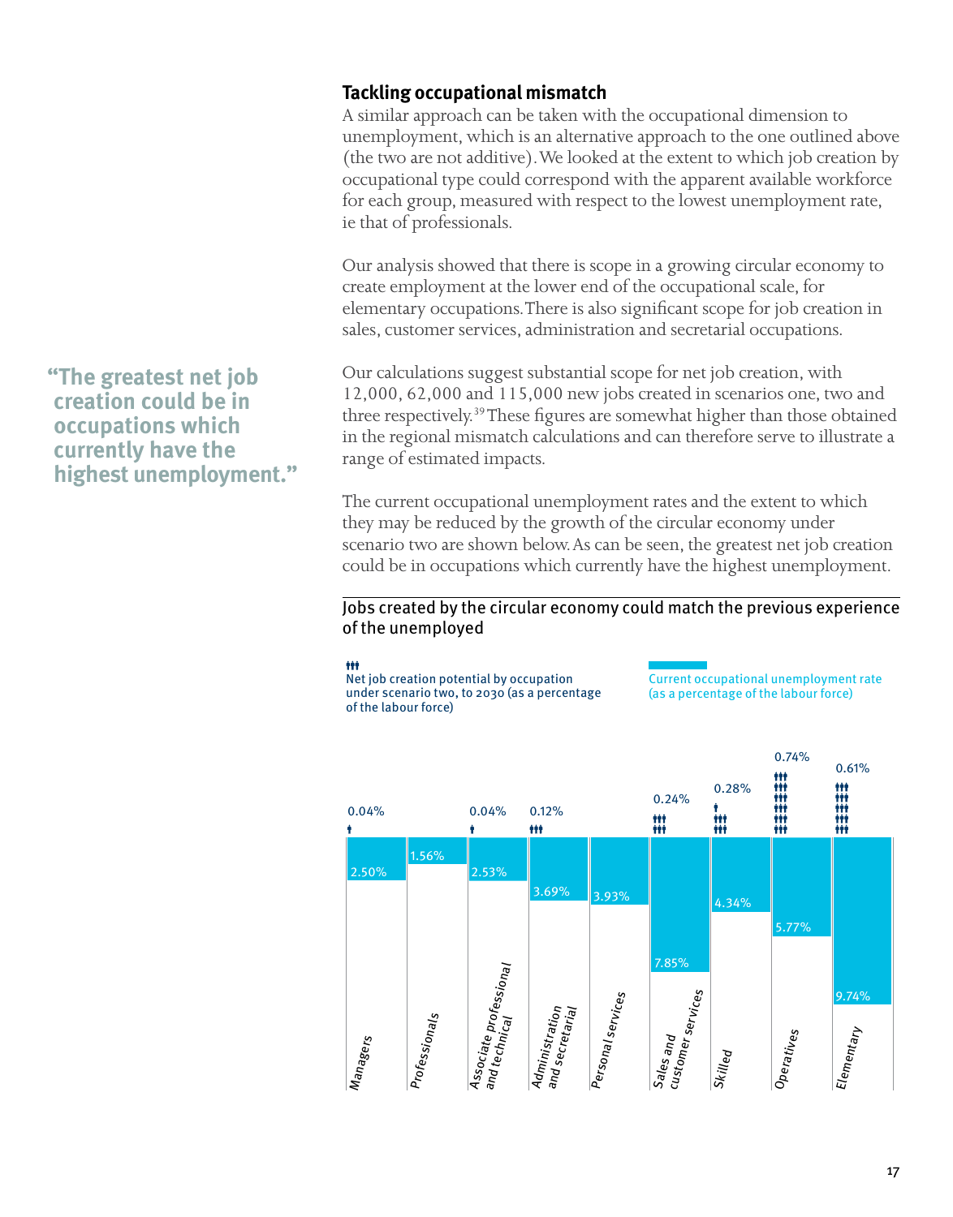> "The greatest net job creation could be in occupations which currently have the highest unemployment."

### Tackling occupational mismatch

A similar approach can be taken with the occupational dimension to unemployment, which is an alternative approach to the one outlined above (the two are not additive). We looked at the extent to which job creation by occupational type could correspond with the apparent available workforce for each group, measured with respect to the lowest unemployment rate, ie that of professionals.

Our analysis showed that there is scope in a growing circular economy to create employment at the lower end of the occupational scale, for elementary occupations. There is also significant scope for job creation in sales, customer services, administration and secretarial occupations.

Our calculations suggest substantial scope for net job creation, with 12,000, 62,000 and 115,000 new jobs created in scenarios one, two and three respectively.[39] These figures are somewhat higher than those obtained in the regional mismatch calculations and can therefore serve to illustrate a range of estimated impacts.

The current occupational unemployment rates and the extent to which they may be reduced by the growth of the circular economy under scenario two are shown below. As can be seen, the greatest net job creation could be in occupations which currently have the highest unemployment.

**Jobs created by the circular economy could match the previous experience of the unemployed**

| Occupation | Net job creation potential by occupation under scenario two, to 2030 (as a percentage of the labour force) | Current occupational unemployment rate (as a percentage of the labour force) |
|---|---|---|
| Managers | 0.04% | 2.50% |
| Professionals | | 1.56% |
| Associate professional and technical | 0.04% | 2.53% |
| Administration and secretarial | 0.12% | 3.69% |
| Personal services | | 3.93% |
| Sales and customer services | 0.24% | 7.85% |
| Skilled | 0.28% | 4.34% |
| Operatives | 0.74% | 5.77% |
| Elementary | 0.61% | 9.74% |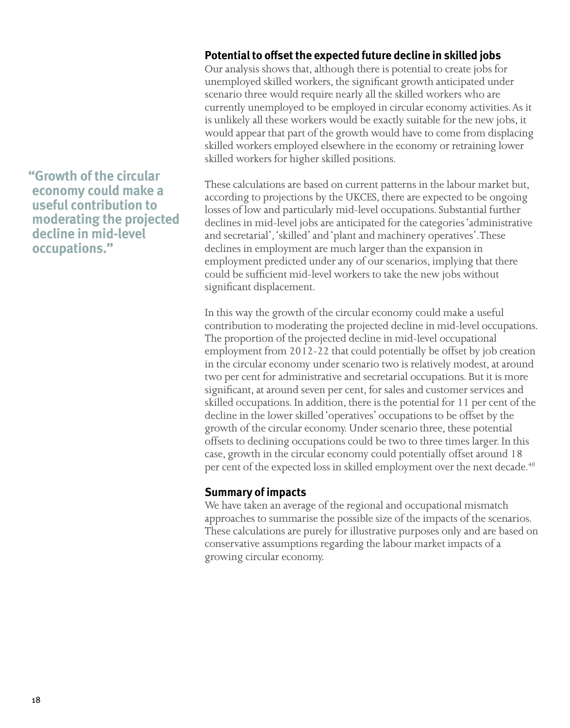## Potential to offset the expected future decline in skilled jobs

Our analysis shows that, although there is potential to create jobs for unemployed skilled workers, the significant growth anticipated under scenario three would require nearly all the skilled workers who are currently unemployed to be employed in circular economy activities. As it is unlikely all these workers would be exactly suitable for the new jobs, it would appear that part of the growth would have to come from displacing skilled workers employed elsewhere in the economy or retraining lower skilled workers for higher skilled positions.

> "Growth of the circular economy could make a useful contribution to moderating the projected decline in mid-level occupations."

These calculations are based on current patterns in the labour market but, according to projections by the UKCES, there are expected to be ongoing losses of low and particularly mid-level occupations. Substantial further declines in mid-level jobs are anticipated for the categories 'administrative and secretarial', 'skilled' and 'plant and machinery operatives'. These declines in employment are much larger than the expansion in employment predicted under any of our scenarios, implying that there could be sufficient mid-level workers to take the new jobs without significant displacement.

In this way the growth of the circular economy could make a useful contribution to moderating the projected decline in mid-level occupations. The proportion of the projected decline in mid-level occupational employment from 2012-22 that could potentially be offset by job creation in the circular economy under scenario two is relatively modest, at around two per cent for administrative and secretarial occupations. But it is more significant, at around seven per cent, for sales and customer services and skilled occupations. In addition, there is the potential for 11 per cent of the decline in the lower skilled 'operatives' occupations to be offset by the growth of the circular economy. Under scenario three, these potential offsets to declining occupations could be two to three times larger. In this case, growth in the circular economy could potentially offset around 18 per cent of the expected loss in skilled employment over the next decade.[40]

## Summary of impacts

We have taken an average of the regional and occupational mismatch approaches to summarise the possible size of the impacts of the scenarios. These calculations are purely for illustrative purposes only and are based on conservative assumptions regarding the labour market impacts of a growing circular economy.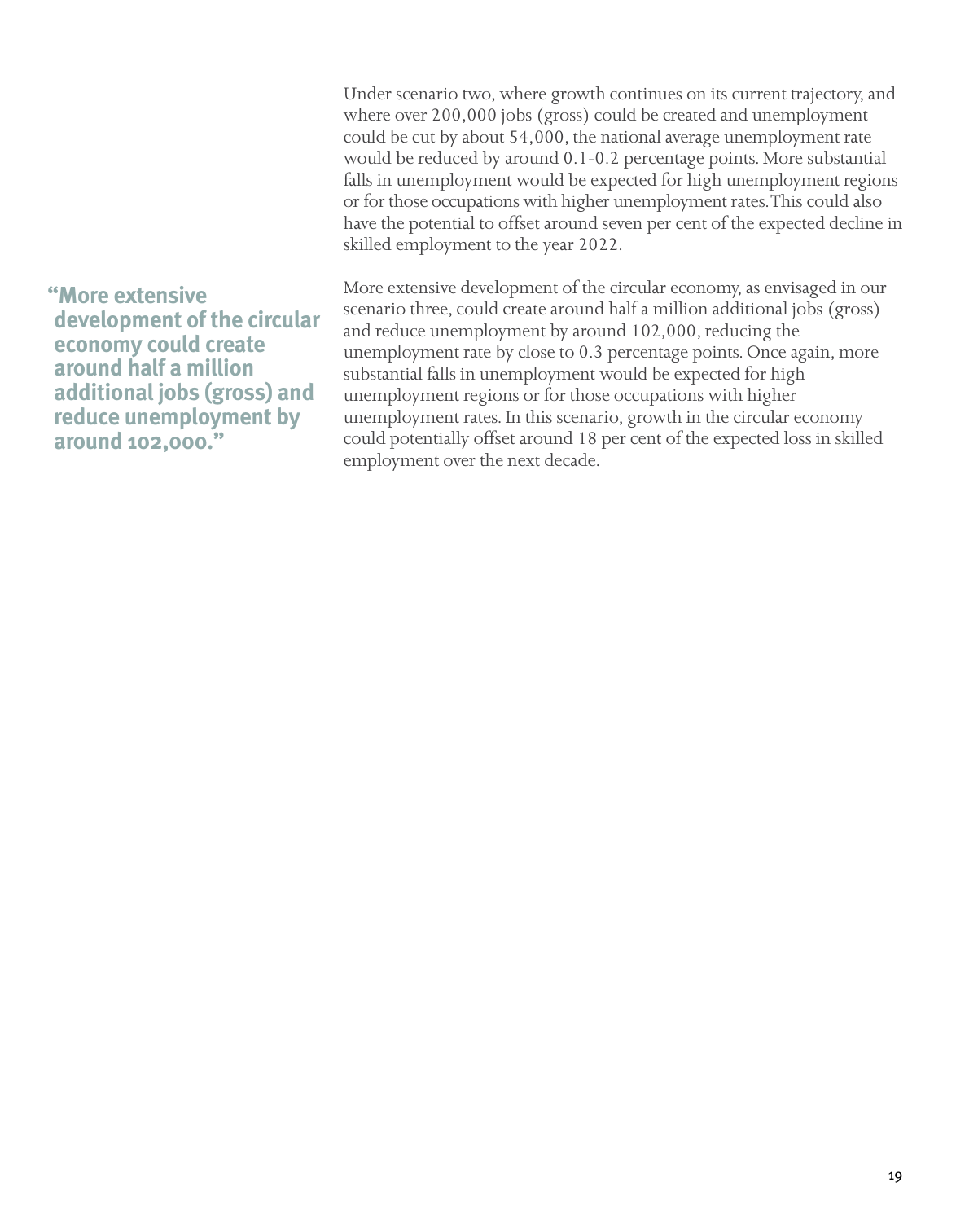Under scenario two, where growth continues on its current trajectory, and where over 200,000 jobs (gross) could be created and unemployment could be cut by about 54,000, the national average unemployment rate would be reduced by around 0.1-0.2 percentage points. More substantial falls in unemployment would be expected for high unemployment regions or for those occupations with higher unemployment rates. This could also have the potential to offset around seven per cent of the expected decline in skilled employment to the year 2022.

> **"More extensive development of the circular economy could create around half a million additional jobs (gross) and reduce unemployment by around 102,000."**

More extensive development of the circular economy, as envisaged in our scenario three, could create around half a million additional jobs (gross) and reduce unemployment by around 102,000, reducing the unemployment rate by close to 0.3 percentage points. Once again, more substantial falls in unemployment would be expected for high unemployment regions or for those occupations with higher unemployment rates. In this scenario, growth in the circular economy could potentially offset around 18 per cent of the expected loss in skilled employment over the next decade.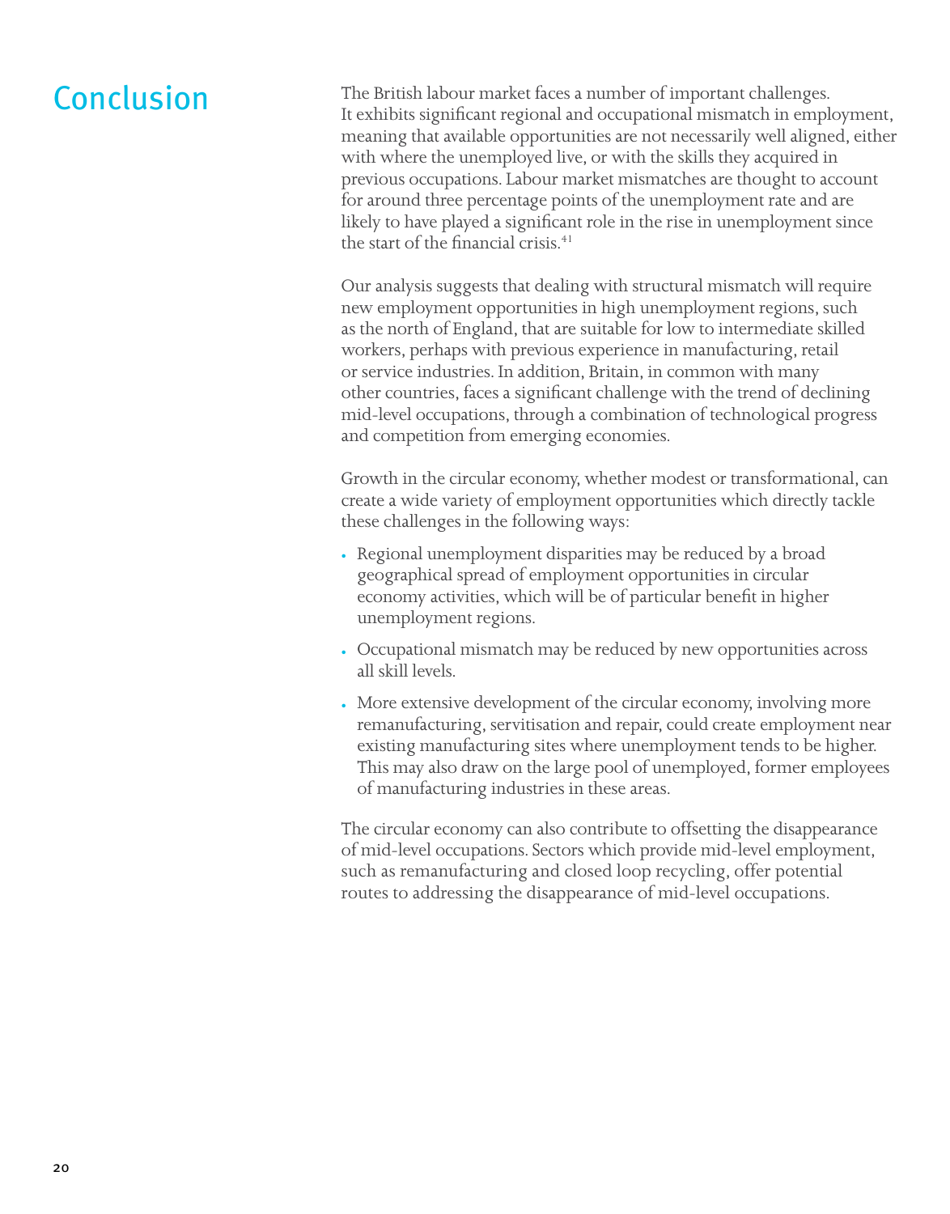# Conclusion

The British labour market faces a number of important challenges. It exhibits significant regional and occupational mismatch in employment, meaning that available opportunities are not necessarily well aligned, either with where the unemployed live, or with the skills they acquired in previous occupations. Labour market mismatches are thought to account for around three percentage points of the unemployment rate and are likely to have played a significant role in the rise in unemployment since the start of the financial crisis.[41]

Our analysis suggests that dealing with structural mismatch will require new employment opportunities in high unemployment regions, such as the north of England, that are suitable for low to intermediate skilled workers, perhaps with previous experience in manufacturing, retail or service industries. In addition, Britain, in common with many other countries, faces a significant challenge with the trend of declining mid-level occupations, through a combination of technological progress and competition from emerging economies.

Growth in the circular economy, whether modest or transformational, can create a wide variety of employment opportunities which directly tackle these challenges in the following ways:

- Regional unemployment disparities may be reduced by a broad geographical spread of employment opportunities in circular economy activities, which will be of particular benefit in higher unemployment regions.
- Occupational mismatch may be reduced by new opportunities across all skill levels.
- More extensive development of the circular economy, involving more remanufacturing, servitisation and repair, could create employment near existing manufacturing sites where unemployment tends to be higher. This may also draw on the large pool of unemployed, former employees of manufacturing industries in these areas.

The circular economy can also contribute to offsetting the disappearance of mid-level occupations. Sectors which provide mid-level employment, such as remanufacturing and closed loop recycling, offer potential routes to addressing the disappearance of mid-level occupations.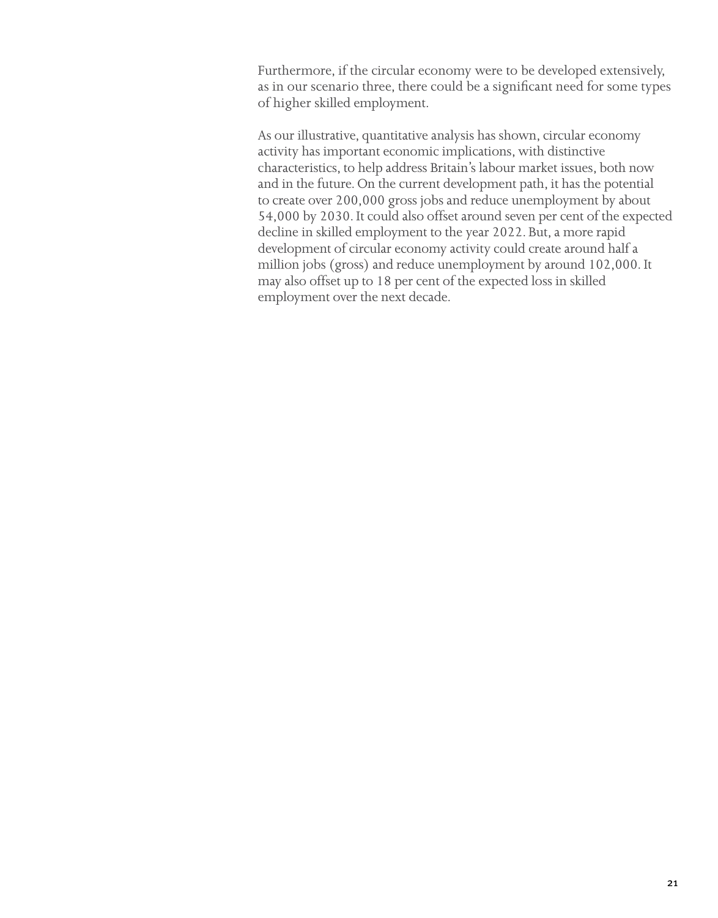Furthermore, if the circular economy were to be developed extensively, as in our scenario three, there could be a significant need for some types of higher skilled employment.

As our illustrative, quantitative analysis has shown, circular economy activity has important economic implications, with distinctive characteristics, to help address Britain's labour market issues, both now and in the future. On the current development path, it has the potential to create over 200,000 gross jobs and reduce unemployment by about 54,000 by 2030. It could also offset around seven per cent of the expected decline in skilled employment to the year 2022. But, a more rapid development of circular economy activity could create around half a million jobs (gross) and reduce unemployment by around 102,000. It may also offset up to 18 per cent of the expected loss in skilled employment over the next decade.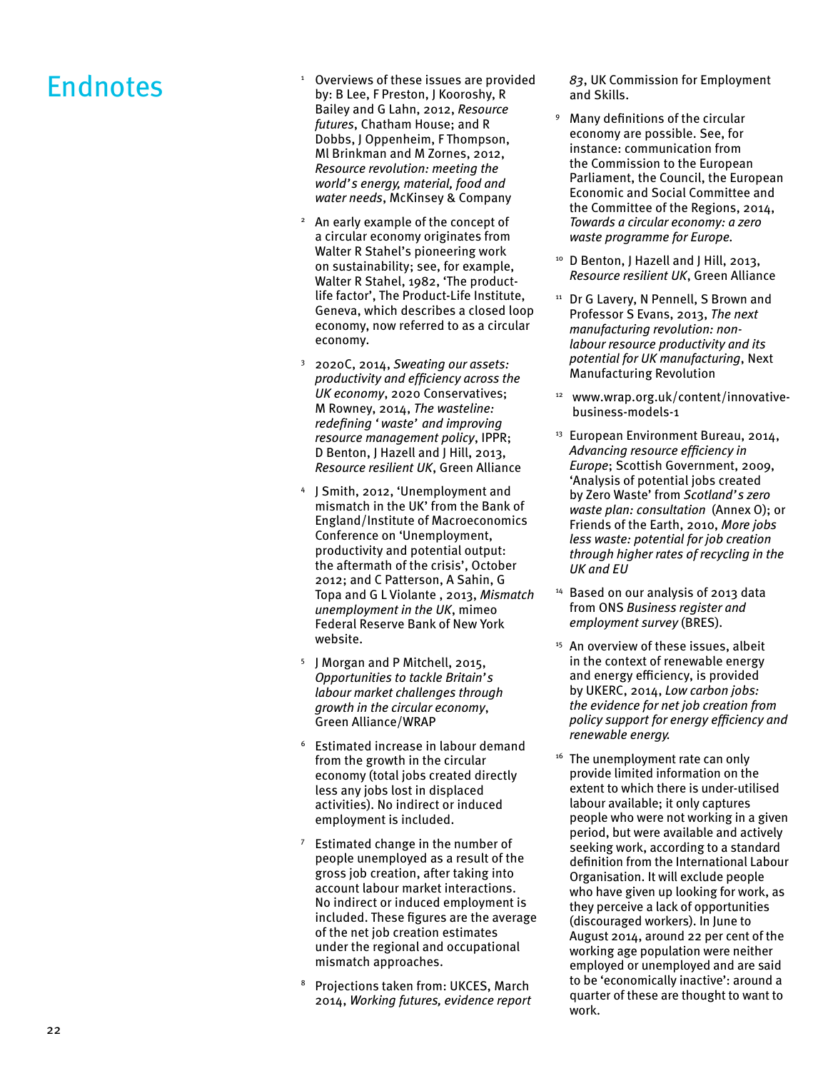# Endnotes

1. Overviews of these issues are provided by: B Lee, F Preston, J Kooroshy, R Bailey and G Lahn, 2012, *Resource futures*, Chatham House; and R Dobbs, J Oppenheim, F Thompson, Ml Brinkman and M Zornes, 2012, *Resource revolution: meeting the world's energy, material, food and water needs*, McKinsey & Company

2. An early example of the concept of a circular economy originates from Walter R Stahel's pioneering work on sustainability; see, for example, Walter R Stahel, 1982, 'The product-life factor', The Product-Life Institute, Geneva, which describes a closed loop economy, now referred to as a circular economy.

3. 2020C, 2014, *Sweating our assets: productivity and efficiency across the UK economy*, 2020 Conservatives; M Rowney, 2014, *The wasteline: redefining 'waste' and improving resource management policy*, IPPR; D Benton, J Hazell and J Hill, 2013, *Resource resilient UK*, Green Alliance

4. J Smith, 2012, 'Unemployment and mismatch in the UK' from the Bank of England/Institute of Macroeconomics Conference on 'Unemployment, productivity and potential output: the aftermath of the crisis', October 2012; and C Patterson, A Sahin, G Topa and G L Violante , 2013, *Mismatch unemployment in the UK*, mimeo Federal Reserve Bank of New York website.

5. J Morgan and P Mitchell, 2015, *Opportunities to tackle Britain's labour market challenges through growth in the circular economy*, Green Alliance/WRAP

6. Estimated increase in labour demand from the growth in the circular economy (total jobs created directly less any jobs lost in displaced activities). No indirect or induced employment is included.

7. Estimated change in the number of people unemployed as a result of the gross job creation, after taking into account labour market interactions. No indirect or induced employment is included. These figures are the average of the net job creation estimates under the regional and occupational mismatch approaches.

8. Projections taken from: UKCES, March 2014, *Working futures, evidence report 83*, UK Commission for Employment and Skills.

9. Many definitions of the circular economy are possible. See, for instance: communication from the Commission to the European Parliament, the Council, the European Economic and Social Committee and the Committee of the Regions, 2014, *Towards a circular economy: a zero waste programme for Europe*.

10. D Benton, J Hazell and J Hill, 2013, *Resource resilient UK*, Green Alliance

11. Dr G Lavery, N Pennell, S Brown and Professor S Evans, 2013, *The next manufacturing revolution: non-labour resource productivity and its potential for UK manufacturing*, Next Manufacturing Revolution

12. www.wrap.org.uk/content/innovative-business-models-1

13. European Environment Bureau, 2014, *Advancing resource efficiency in Europe*; Scottish Government, 2009, 'Analysis of potential jobs created by Zero Waste' from *Scotland's zero waste plan: consultation* (Annex O); or Friends of the Earth, 2010, *More jobs less waste: potential for job creation through higher rates of recycling in the UK and EU*

14. Based on our analysis of 2013 data from ONS *Business register and employment survey* (BRES).

15. An overview of these issues, albeit in the context of renewable energy and energy efficiency, is provided by UKERC, 2014, *Low carbon jobs: the evidence for net job creation from policy support for energy efficiency and renewable energy.*

16. The unemployment rate can only provide limited information on the extent to which there is under-utilised labour available; it only captures people who were not working in a given period, but were available and actively seeking work, according to a standard definition from the International Labour Organisation. It will exclude people who have given up looking for work, as they perceive a lack of opportunities (discouraged workers). In June to August 2014, around 22 per cent of the working age population were neither employed or unemployed and are said to be 'economically inactive': around a quarter of these are thought to want to work.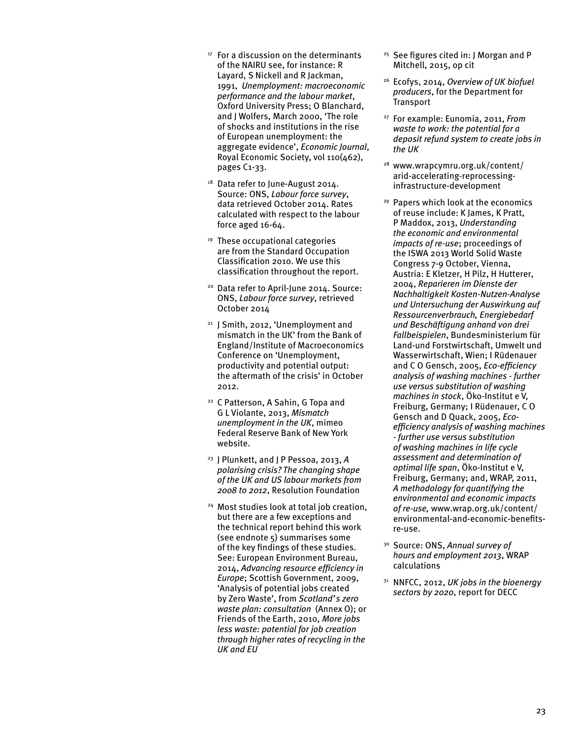[17] For a discussion on the determinants of the NAIRU see, for instance: R Layard, S Nickell and R Jackman, 1991, *Unemployment: macroeconomic performance and the labour market*, Oxford University Press; O Blanchard, and J Wolfers, March 2000, 'The role of shocks and institutions in the rise of European unemployment: the aggregate evidence', *Economic Journal*, Royal Economic Society, vol 110(462), pages C1-33.

[18] Data refer to June-August 2014. Source: ONS, *Labour force survey*, data retrieved October 2014. Rates calculated with respect to the labour force aged 16-64.

[19] These occupational categories are from the Standard Occupation Classification 2010. We use this classification throughout the report.

[20] Data refer to April-June 2014. Source: ONS, *Labour force survey*, retrieved October 2014

[21] J Smith, 2012, 'Unemployment and mismatch in the UK' from the Bank of England/Institute of Macroeconomics Conference on 'Unemployment, productivity and potential output: the aftermath of the crisis' in October 2012.

[22] C Patterson, A Sahin, G Topa and G L Violante, 2013, *Mismatch unemployment in the UK*, mimeo Federal Reserve Bank of New York website.

[23] J Plunkett, and J P Pessoa, 2013, *A polarising crisis? The changing shape of the UK and US labour markets from 2008 to 2012*, Resolution Foundation

[24] Most studies look at total job creation, but there are a few exceptions and the technical report behind this work (see endnote 5) summarises some of the key findings of these studies. See: European Environment Bureau, 2014, *Advancing resource efficiency in Europe*; Scottish Government, 2009, 'Analysis of potential jobs created by Zero Waste', from *Scotland's zero waste plan: consultation* (Annex O); or Friends of the Earth, 2010, *More jobs less waste: potential for job creation through higher rates of recycling in the UK and EU*

[25] See figures cited in: J Morgan and P Mitchell, 2015, op cit

[26] Ecofys, 2014, *Overview of UK biofuel producers*, for the Department for Transport

[27] For example: Eunomia, 2011, *From waste to work: the potential for a deposit refund system to create jobs in the UK*

[28] www.wrapcymru.org.uk/content/arid-accelerating-reprocessing-infrastructure-development

[29] Papers which look at the economics of reuse include: K James, K Pratt, P Maddox, 2013, *Understanding the economic and environmental impacts of re-use*; proceedings of the ISWA 2013 World Solid Waste Congress 7-9 October, Vienna, Austria: E Kletzer, H Pilz, H Hutterer, 2004, *Reparieren im Dienste der Nachhaltigkeit Kosten-Nutzen-Analyse und Untersuchung der Auswirkung auf Ressourcenverbrauch, Energiebedarf und Beschäftigung anhand von drei Fallbeispielen*, Bundesministerium für Land-und Forstwirtschaft, Umwelt und Wasserwirtschaft, Wien; I Rüdenauer and C O Gensch, 2005, *Eco-efficiency analysis of washing machines - further use versus substitution of washing machines in stock*, Öko-Institut e V, Freiburg, Germany; I Rüdenauer, C O Gensch and D Quack, 2005, *Eco-efficiency analysis of washing machines - further use versus substitution of washing machines in life cycle assessment and determination of optimal life span*, Öko-Institut e V, Freiburg, Germany; and, WRAP, 2011, *A methodology for quantifying the environmental and economic impacts of re-use,* www.wrap.org.uk/content/environmental-and-economic-benefits-re-use.

[30] Source: ONS, *Annual survey of hours and employment 2013*, WRAP calculations

[31] NNFCC, 2012, *UK jobs in the bioenergy sectors by 2020*, report for DECC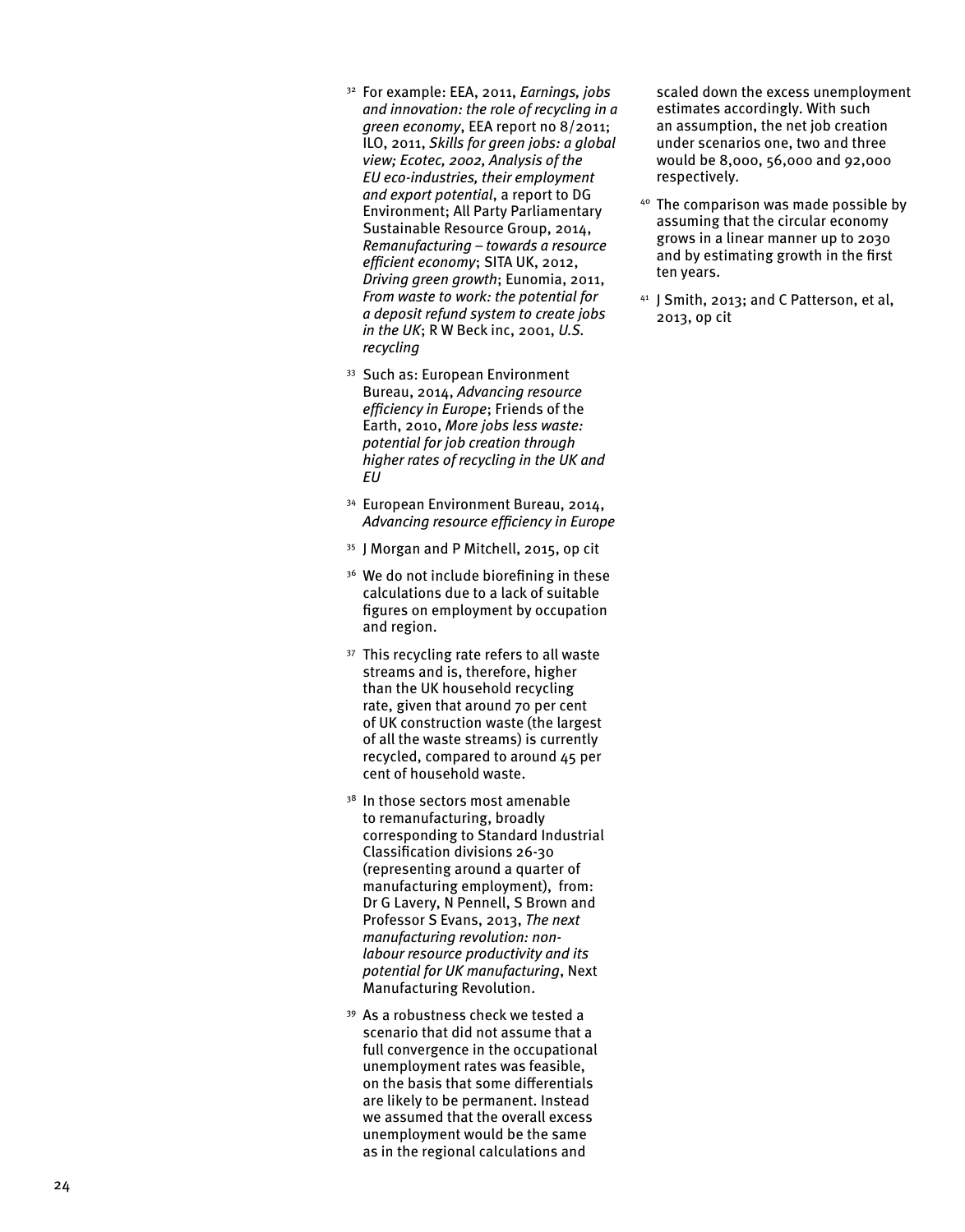[32] For example: EEA, 2011, *Earnings, jobs and innovation: the role of recycling in a green economy*, EEA report no 8/2011; ILO, 2011, *Skills for green jobs: a global view; Ecotec, 2002, Analysis of the EU eco-industries, their employment and export potential*, a report to DG Environment; All Party Parliamentary Sustainable Resource Group, 2014, *Remanufacturing – towards a resource efficient economy*; SITA UK, 2012, *Driving green growth*; Eunomia, 2011, *From waste to work: the potential for a deposit refund system to create jobs in the UK*; R W Beck inc, 2001, *U.S. recycling*

[33] Such as: European Environment Bureau, 2014, *Advancing resource efficiency in Europe*; Friends of the Earth, 2010, *More jobs less waste: potential for job creation through higher rates of recycling in the UK and EU*

[34] European Environment Bureau, 2014, *Advancing resource efficiency in Europe*

[35] J Morgan and P Mitchell, 2015, op cit

[36] We do not include biorefining in these calculations due to a lack of suitable figures on employment by occupation and region.

[37] This recycling rate refers to all waste streams and is, therefore, higher than the UK household recycling rate, given that around 70 per cent of UK construction waste (the largest of all the waste streams) is currently recycled, compared to around 45 per cent of household waste.

[38] In those sectors most amenable to remanufacturing, broadly corresponding to Standard Industrial Classification divisions 26-30 (representing around a quarter of manufacturing employment), from: Dr G Lavery, N Pennell, S Brown and Professor S Evans, 2013, *The next manufacturing revolution: non-labour resource productivity and its potential for UK manufacturing*, Next Manufacturing Revolution.

[39] As a robustness check we tested a scenario that did not assume that a full convergence in the occupational unemployment rates was feasible, on the basis that some differentials are likely to be permanent. Instead we assumed that the overall excess unemployment would be the same as in the regional calculations and scaled down the excess unemployment estimates accordingly. With such an assumption, the net job creation under scenarios one, two and three would be 8,000, 56,000 and 92,000 respectively.

[40] The comparison was made possible by assuming that the circular economy grows in a linear manner up to 2030 and by estimating growth in the first ten years.

[41] J Smith, 2013; and C Patterson, et al, 2013, op cit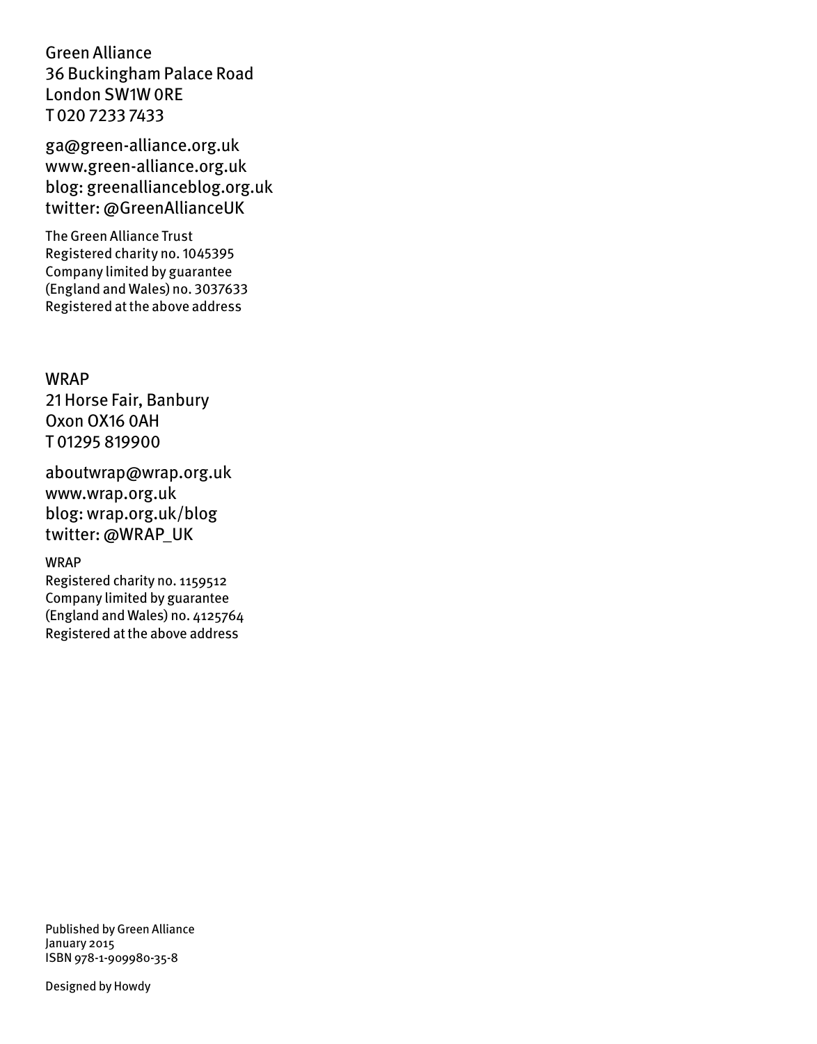Green Alliance
36 Buckingham Palace Road
London SW1W 0RE
T 020 7233 7433

ga@green-alliance.org.uk
www.green-alliance.org.uk
blog: greenallianceblog.org.uk
twitter: @GreenAllianceUK

The Green Alliance Trust
Registered charity no. 1045395
Company limited by guarantee
(England and Wales) no. 3037633
Registered at the above address

WRAP
21 Horse Fair, Banbury
Oxon OX16 0AH
T 01295 819900

aboutwrap@wrap.org.uk
www.wrap.org.uk
blog: wrap.org.uk/blog
twitter: @WRAP_UK

WRAP
Registered charity no. 1159512
Company limited by guarantee
(England and Wales) no. 4125764
Registered at the above address

Published by Green Alliance
January 2015
ISBN 978-1-909980-35-8

Designed by Howdy